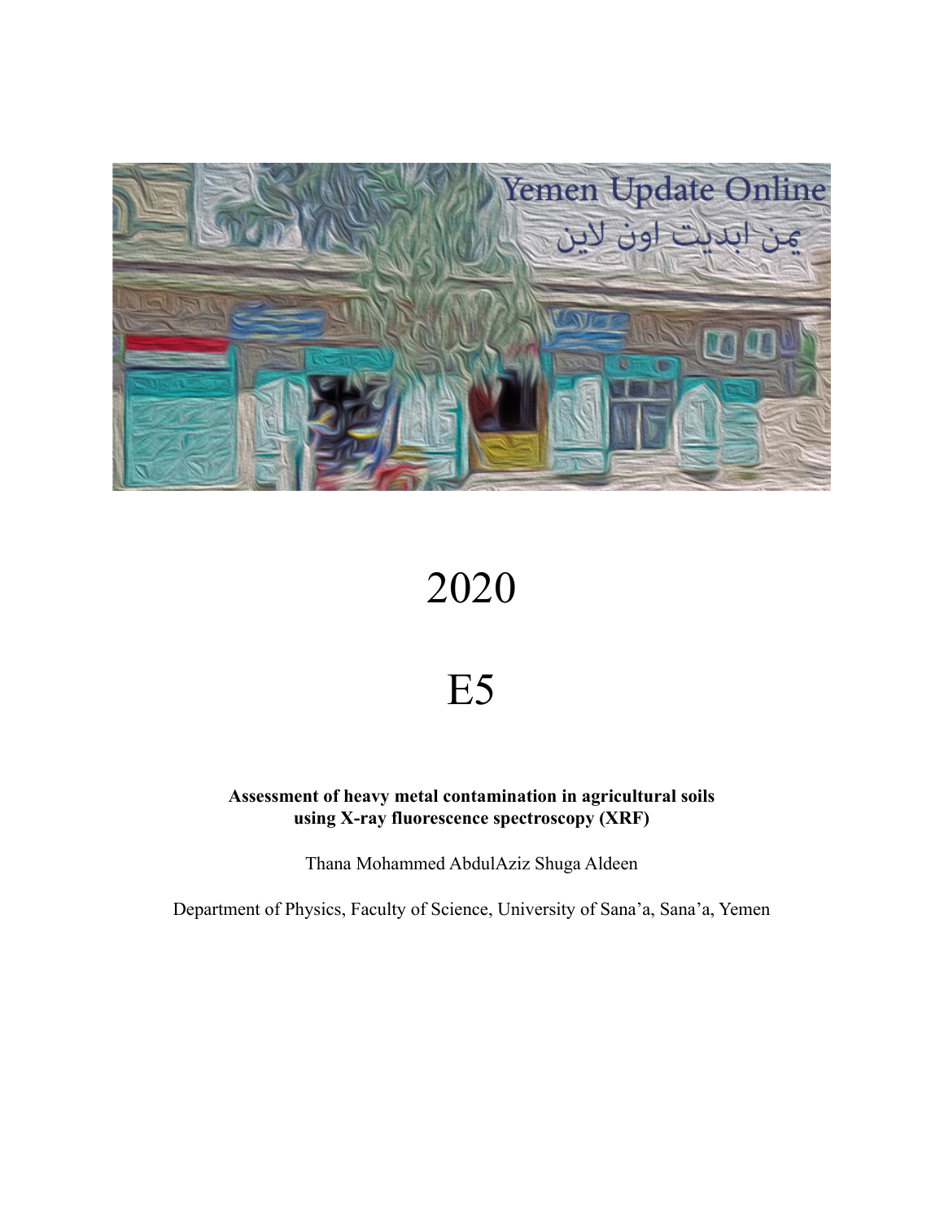Yemen Update Online

يمن ابديت اون لاين

2020

E5

**Assessment of heavy metal contamination in agricultural soils using X-ray fluorescence spectroscopy (XRF)**

Thana Mohammed AbdulAziz Shuga Aldeen

Department of Physics, Faculty of Science, University of Sana'a, Sana'a, Yemen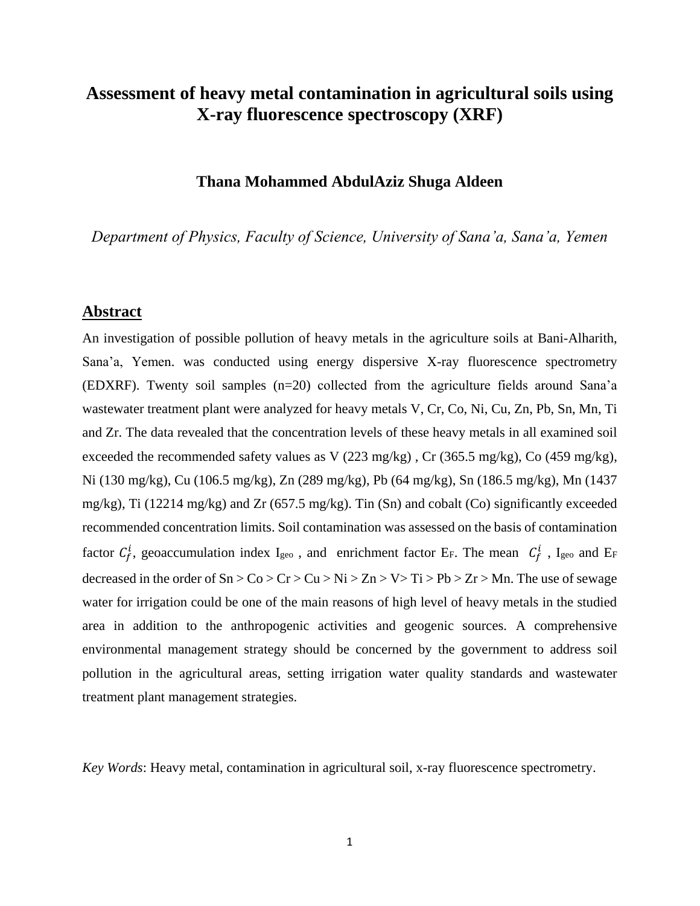# Assessment of heavy metal contamination in agricultural soils using X-ray fluorescence spectroscopy (XRF)

**Thana Mohammed AbdulAziz Shuga Aldeen**

*Department of Physics, Faculty of Science, University of Sana'a, Sana'a, Yemen*

## Abstract

An investigation of possible pollution of heavy metals in the agriculture soils at Bani-Alharith, Sana'a, Yemen. was conducted using energy dispersive X-ray fluorescence spectrometry (EDXRF). Twenty soil samples (n=20) collected from the agriculture fields around Sana'a wastewater treatment plant were analyzed for heavy metals V, Cr, Co, Ni, Cu, Zn, Pb, Sn, Mn, Ti and Zr. The data revealed that the concentration levels of these heavy metals in all examined soil exceeded the recommended safety values as V (223 mg/kg) , Cr (365.5 mg/kg), Co (459 mg/kg), Ni (130 mg/kg), Cu (106.5 mg/kg), Zn (289 mg/kg), Pb (64 mg/kg), Sn (186.5 mg/kg), Mn (1437 mg/kg), Ti (12214 mg/kg) and Zr (657.5 mg/kg). Tin (Sn) and cobalt (Co) significantly exceeded recommended concentration limits. Soil contamination was assessed on the basis of contamination factor $C_f^i$, geoaccumulation index $I_{geo}$ , and enrichment factor $E_F$. The mean $C_f^i$ , $I_{geo}$ and $E_F$ decreased in the order of Sn > Co > Cr > Cu > Ni > Zn > V> Ti > Pb > Zr > Mn. The use of sewage water for irrigation could be one of the main reasons of high level of heavy metals in the studied area in addition to the anthropogenic activities and geogenic sources. A comprehensive environmental management strategy should be concerned by the government to address soil pollution in the agricultural areas, setting irrigation water quality standards and wastewater treatment plant management strategies.

*Key Words*: Heavy metal, contamination in agricultural soil, x-ray fluorescence spectrometry.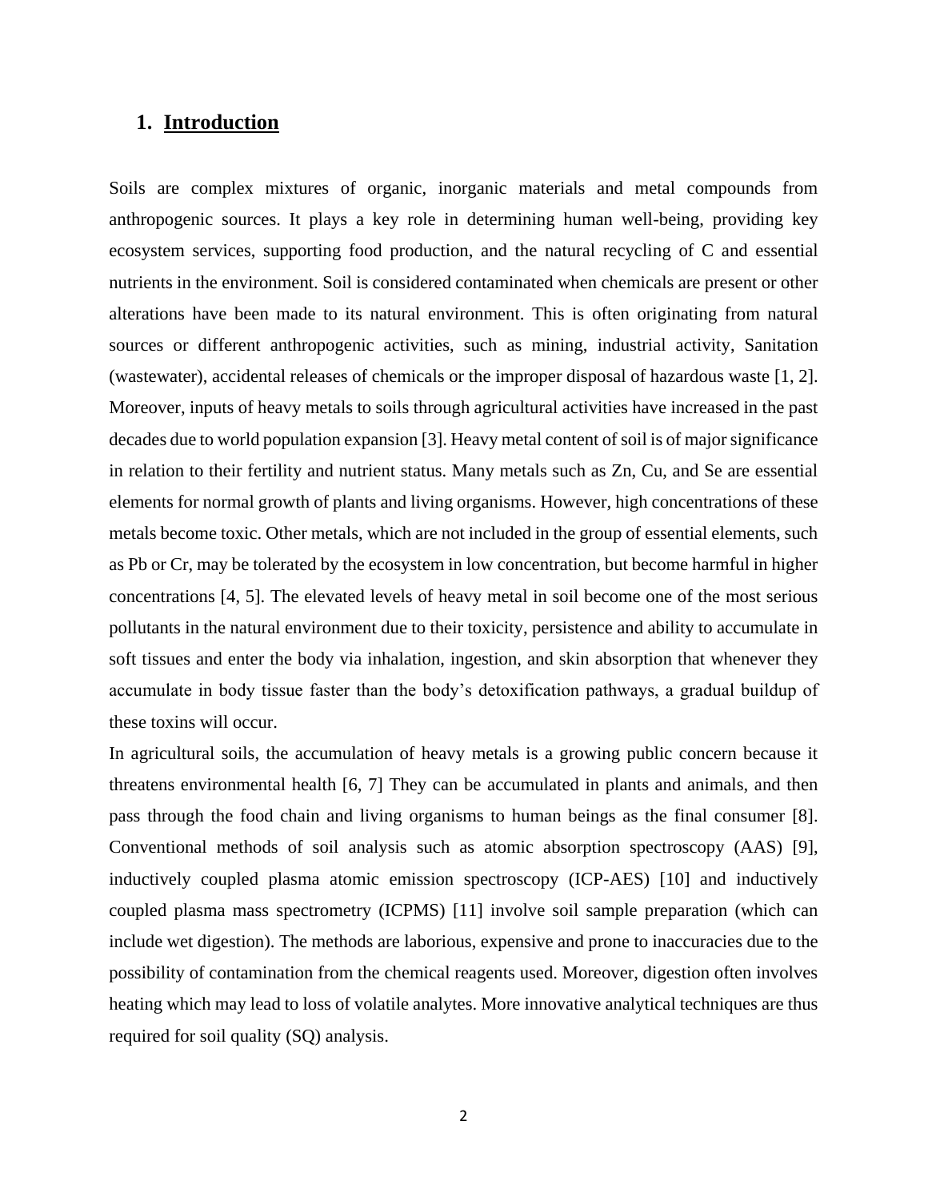# 1. Introduction

Soils are complex mixtures of organic, inorganic materials and metal compounds from anthropogenic sources. It plays a key role in determining human well-being, providing key ecosystem services, supporting food production, and the natural recycling of C and essential nutrients in the environment. Soil is considered contaminated when chemicals are present or other alterations have been made to its natural environment. This is often originating from natural sources or different anthropogenic activities, such as mining, industrial activity, Sanitation (wastewater), accidental releases of chemicals or the improper disposal of hazardous waste [1, 2]. Moreover, inputs of heavy metals to soils through agricultural activities have increased in the past decades due to world population expansion [3]. Heavy metal content of soil is of major significance in relation to their fertility and nutrient status. Many metals such as Zn, Cu, and Se are essential elements for normal growth of plants and living organisms. However, high concentrations of these metals become toxic. Other metals, which are not included in the group of essential elements, such as Pb or Cr, may be tolerated by the ecosystem in low concentration, but become harmful in higher concentrations [4, 5]. The elevated levels of heavy metal in soil become one of the most serious pollutants in the natural environment due to their toxicity, persistence and ability to accumulate in soft tissues and enter the body via inhalation, ingestion, and skin absorption that whenever they accumulate in body tissue faster than the body's detoxification pathways, a gradual buildup of these toxins will occur.

In agricultural soils, the accumulation of heavy metals is a growing public concern because it threatens environmental health [6, 7] They can be accumulated in plants and animals, and then pass through the food chain and living organisms to human beings as the final consumer [8]. Conventional methods of soil analysis such as atomic absorption spectroscopy (AAS) [9], inductively coupled plasma atomic emission spectroscopy (ICP-AES) [10] and inductively coupled plasma mass spectrometry (ICPMS) [11] involve soil sample preparation (which can include wet digestion). The methods are laborious, expensive and prone to inaccuracies due to the possibility of contamination from the chemical reagents used. Moreover, digestion often involves heating which may lead to loss of volatile analytes. More innovative analytical techniques are thus required for soil quality (SQ) analysis.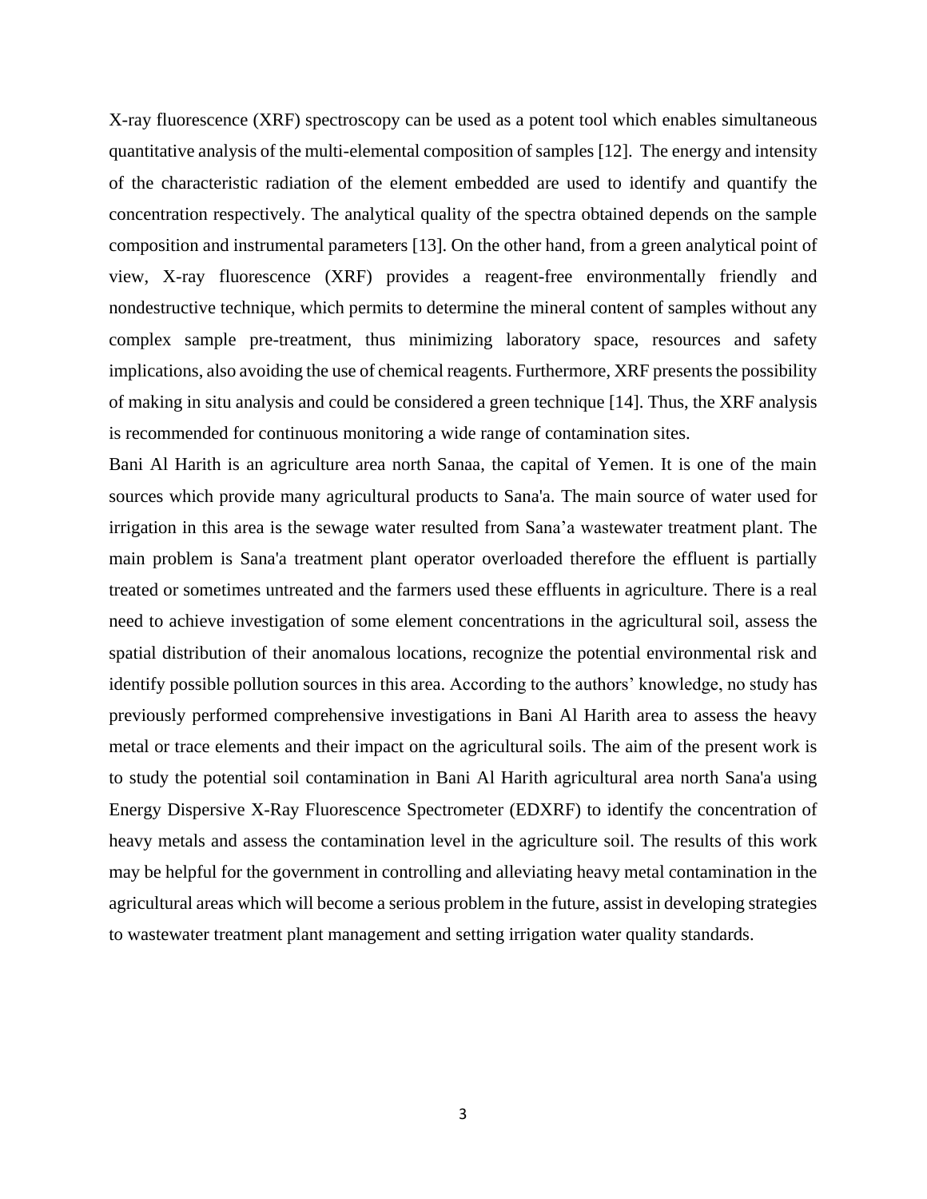X-ray fluorescence (XRF) spectroscopy can be used as a potent tool which enables simultaneous quantitative analysis of the multi-elemental composition of samples [12]. The energy and intensity of the characteristic radiation of the element embedded are used to identify and quantify the concentration respectively. The analytical quality of the spectra obtained depends on the sample composition and instrumental parameters [13]. On the other hand, from a green analytical point of view, X-ray fluorescence (XRF) provides a reagent-free environmentally friendly and nondestructive technique, which permits to determine the mineral content of samples without any complex sample pre-treatment, thus minimizing laboratory space, resources and safety implications, also avoiding the use of chemical reagents. Furthermore, XRF presents the possibility of making in situ analysis and could be considered a green technique [14]. Thus, the XRF analysis is recommended for continuous monitoring a wide range of contamination sites.

Bani Al Harith is an agriculture area north Sanaa, the capital of Yemen. It is one of the main sources which provide many agricultural products to Sana'a. The main source of water used for irrigation in this area is the sewage water resulted from Sana'a wastewater treatment plant. The main problem is Sana'a treatment plant operator overloaded therefore the effluent is partially treated or sometimes untreated and the farmers used these effluents in agriculture. There is a real need to achieve investigation of some element concentrations in the agricultural soil, assess the spatial distribution of their anomalous locations, recognize the potential environmental risk and identify possible pollution sources in this area. According to the authors' knowledge, no study has previously performed comprehensive investigations in Bani Al Harith area to assess the heavy metal or trace elements and their impact on the agricultural soils. The aim of the present work is to study the potential soil contamination in Bani Al Harith agricultural area north Sana'a using Energy Dispersive X-Ray Fluorescence Spectrometer (EDXRF) to identify the concentration of heavy metals and assess the contamination level in the agriculture soil. The results of this work may be helpful for the government in controlling and alleviating heavy metal contamination in the agricultural areas which will become a serious problem in the future, assist in developing strategies to wastewater treatment plant management and setting irrigation water quality standards.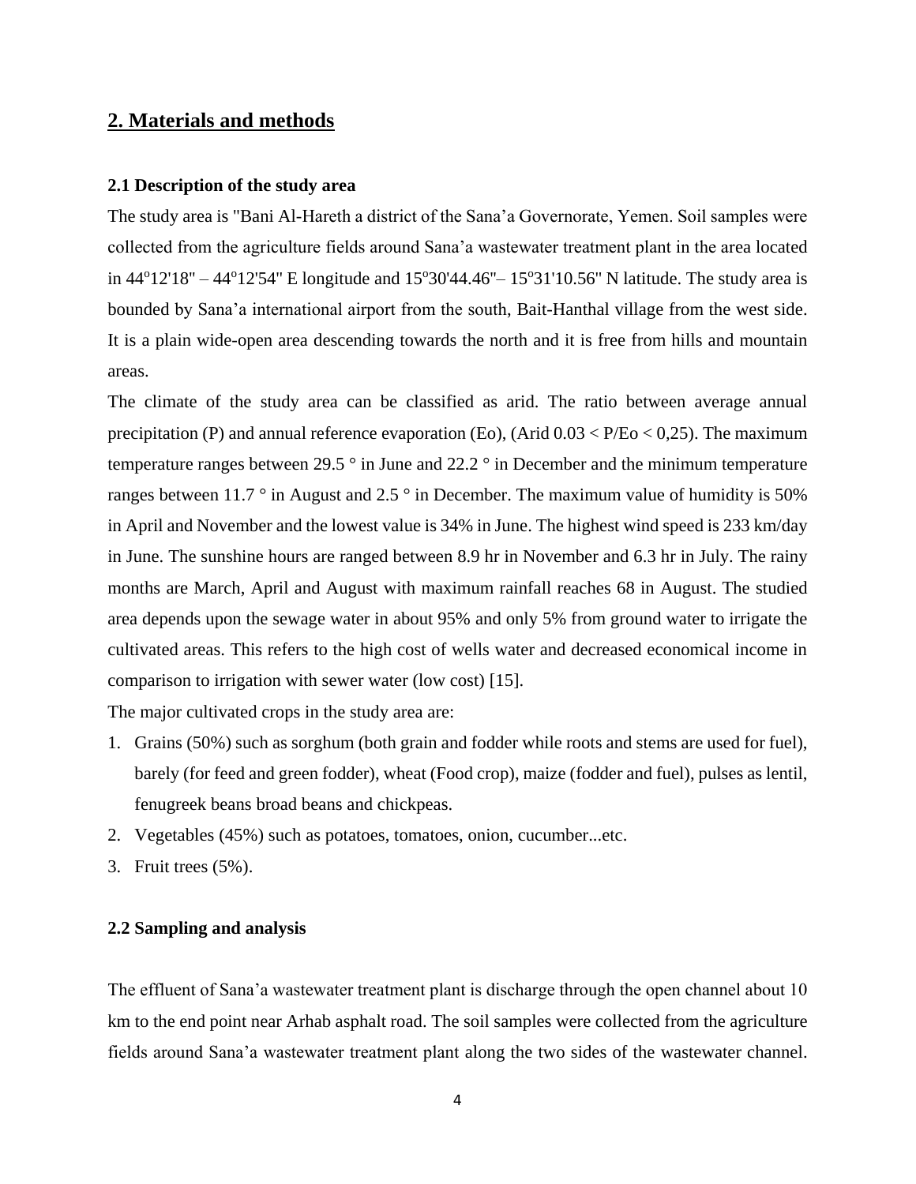## 2. Materials and methods

### 2.1 Description of the study area

The study area is "Bani Al-Hareth a district of the Sana'a Governorate, Yemen. Soil samples were collected from the agriculture fields around Sana'a wastewater treatment plant in the area located in $44^{o}12'18''$ – $44^{o}12'54''$ E longitude and $15^{o}30'44.46''$– $15^{o}31'10.56''$ N latitude. The study area is bounded by Sana'a international airport from the south, Bait-Hanthal village from the west side. It is a plain wide-open area descending towards the north and it is free from hills and mountain areas.

The climate of the study area can be classified as arid. The ratio between average annual precipitation (P) and annual reference evaporation (Eo), (Arid $0.03 < P/Eo < 0{,}25$). The maximum temperature ranges between 29.5 ° in June and 22.2 ° in December and the minimum temperature ranges between 11.7 ° in August and 2.5 ° in December. The maximum value of humidity is 50% in April and November and the lowest value is 34% in June. The highest wind speed is 233 km/day in June. The sunshine hours are ranged between 8.9 hr in November and 6.3 hr in July. The rainy months are March, April and August with maximum rainfall reaches 68 in August. The studied area depends upon the sewage water in about 95% and only 5% from ground water to irrigate the cultivated areas. This refers to the high cost of wells water and decreased economical income in comparison to irrigation with sewer water (low cost) [15].

The major cultivated crops in the study area are:

1. Grains (50%) such as sorghum (both grain and fodder while roots and stems are used for fuel), barely (for feed and green fodder), wheat (Food crop), maize (fodder and fuel), pulses as lentil, fenugreek beans broad beans and chickpeas.
2. Vegetables (45%) such as potatoes, tomatoes, onion, cucumber...etc.
3. Fruit trees (5%).

### 2.2 Sampling and analysis

The effluent of Sana'a wastewater treatment plant is discharge through the open channel about 10 km to the end point near Arhab asphalt road. The soil samples were collected from the agriculture fields around Sana'a wastewater treatment plant along the two sides of the wastewater channel.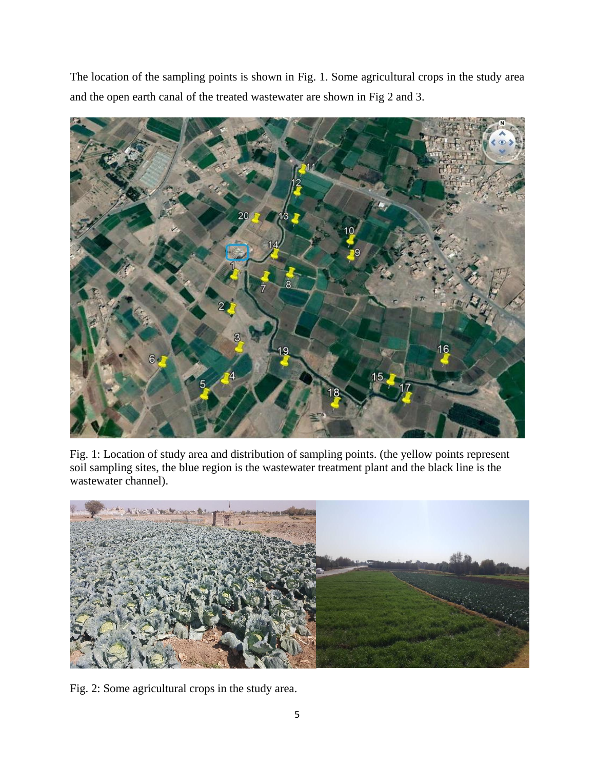The location of the sampling points is shown in Fig. 1. Some agricultural crops in the study area and the open earth canal of the treated wastewater are shown in Fig 2 and 3.

Fig. 1: Location of study area and distribution of sampling points. (the yellow points represent soil sampling sites, the blue region is the wastewater treatment plant and the black line is the wastewater channel).

Fig. 2: Some agricultural crops in the study area.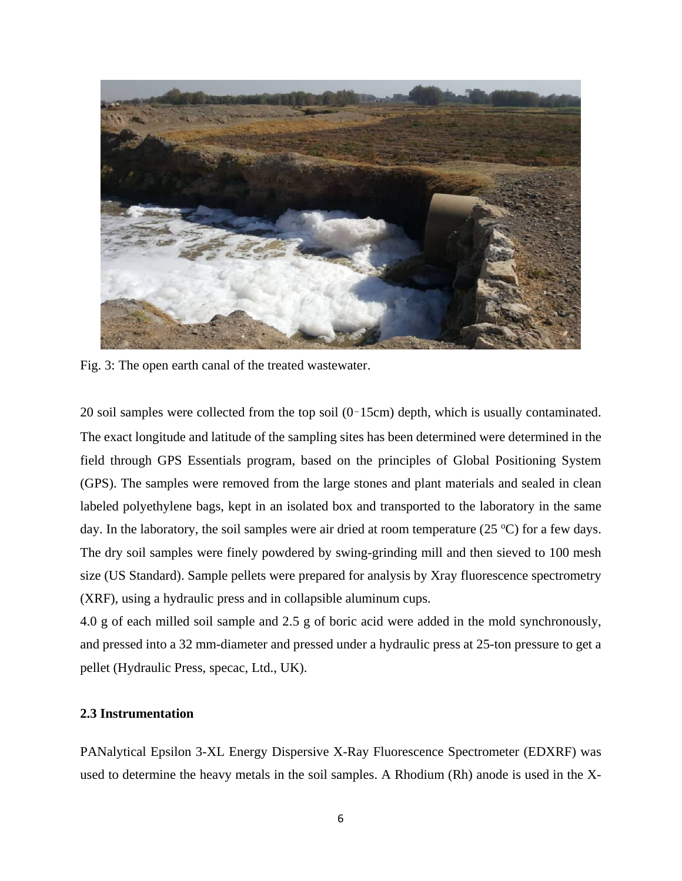Fig. 3: The open earth canal of the treated wastewater.

20 soil samples were collected from the top soil (0‑15cm) depth, which is usually contaminated. The exact longitude and latitude of the sampling sites has been determined were determined in the field through GPS Essentials program, based on the principles of Global Positioning System (GPS). The samples were removed from the large stones and plant materials and sealed in clean labeled polyethylene bags, kept in an isolated box and transported to the laboratory in the same day. In the laboratory, the soil samples were air dried at room temperature (25 $^{o}$C) for a few days. The dry soil samples were finely powdered by swing-grinding mill and then sieved to 100 mesh size (US Standard). Sample pellets were prepared for analysis by Xray fluorescence spectrometry (XRF), using a hydraulic press and in collapsible aluminum cups.

4.0 g of each milled soil sample and 2.5 g of boric acid were added in the mold synchronously, and pressed into a 32 mm-diameter and pressed under a hydraulic press at 25-ton pressure to get a pellet (Hydraulic Press, specac, Ltd., UK).

### 2.3 Instrumentation

PANalytical Epsilon 3-XL Energy Dispersive X-Ray Fluorescence Spectrometer (EDXRF) was used to determine the heavy metals in the soil samples. A Rhodium (Rh) anode is used in the X-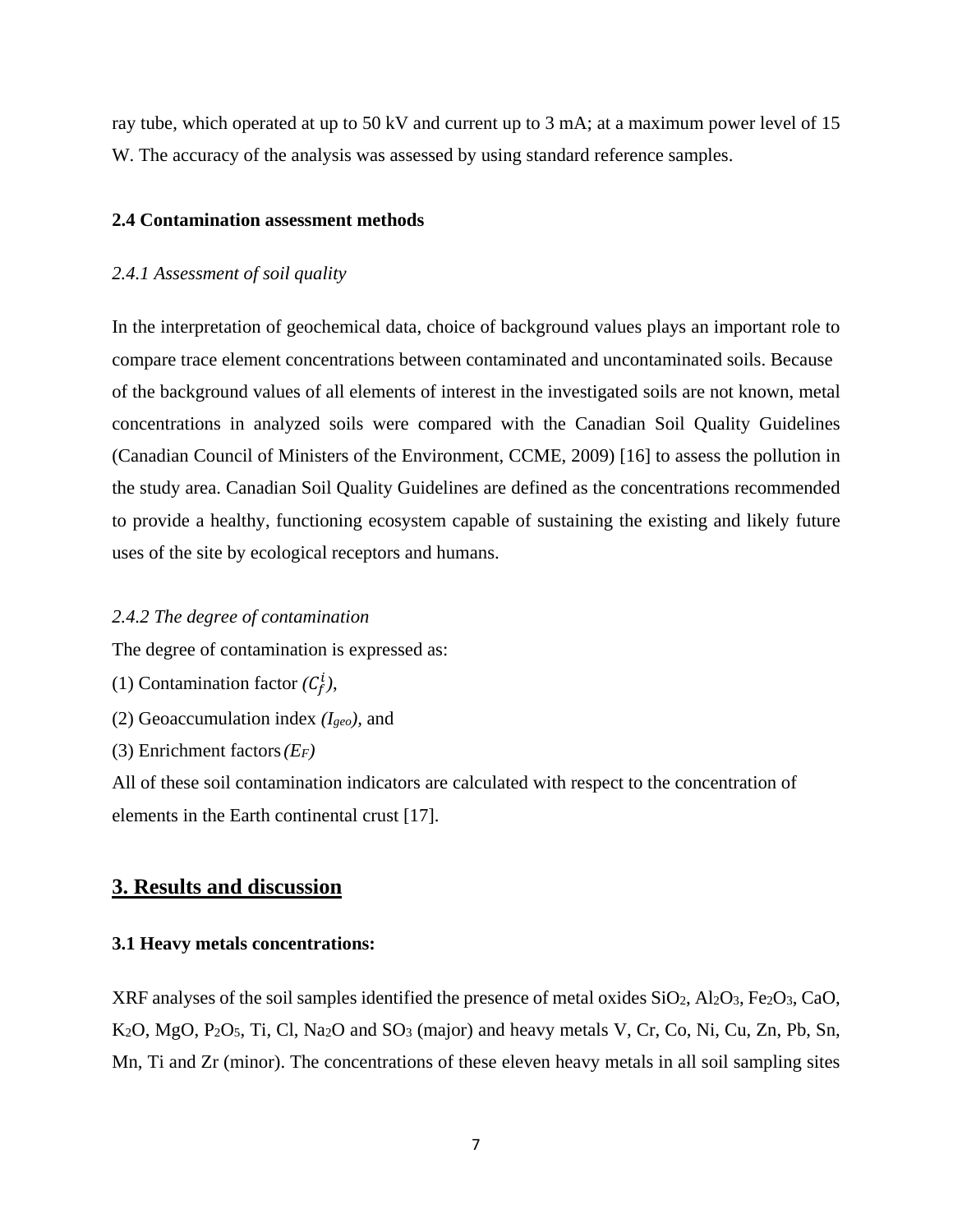ray tube, which operated at up to 50 kV and current up to 3 mA; at a maximum power level of 15 W. The accuracy of the analysis was assessed by using standard reference samples.

### 2.4 Contamination assessment methods

#### *2.4.1 Assessment of soil quality*

In the interpretation of geochemical data, choice of background values plays an important role to compare trace element concentrations between contaminated and uncontaminated soils. Because of the background values of all elements of interest in the investigated soils are not known, metal concentrations in analyzed soils were compared with the Canadian Soil Quality Guidelines (Canadian Council of Ministers of the Environment, CCME, 2009) [16] to assess the pollution in the study area. Canadian Soil Quality Guidelines are defined as the concentrations recommended to provide a healthy, functioning ecosystem capable of sustaining the existing and likely future uses of the site by ecological receptors and humans.

#### *2.4.2 The degree of contamination*

The degree of contamination is expressed as:

(1) Contamination factor ($C_f^i$),

(2) Geoaccumulation index ($I_{geo}$), and

(3) Enrichment factors ($E_F$)

All of these soil contamination indicators are calculated with respect to the concentration of elements in the Earth continental crust [17].

## 3. Results and discussion

### 3.1 Heavy metals concentrations:

XRF analyses of the soil samples identified the presence of metal oxides $SiO_2$, $Al_2O_3$, $Fe_2O_3$, CaO, $K_2O$, MgO, $P_2O_5$, Ti, Cl, $Na_2O$ and $SO_3$ (major) and heavy metals V, Cr, Co, Ni, Cu, Zn, Pb, Sn, Mn, Ti and Zr (minor). The concentrations of these eleven heavy metals in all soil sampling sites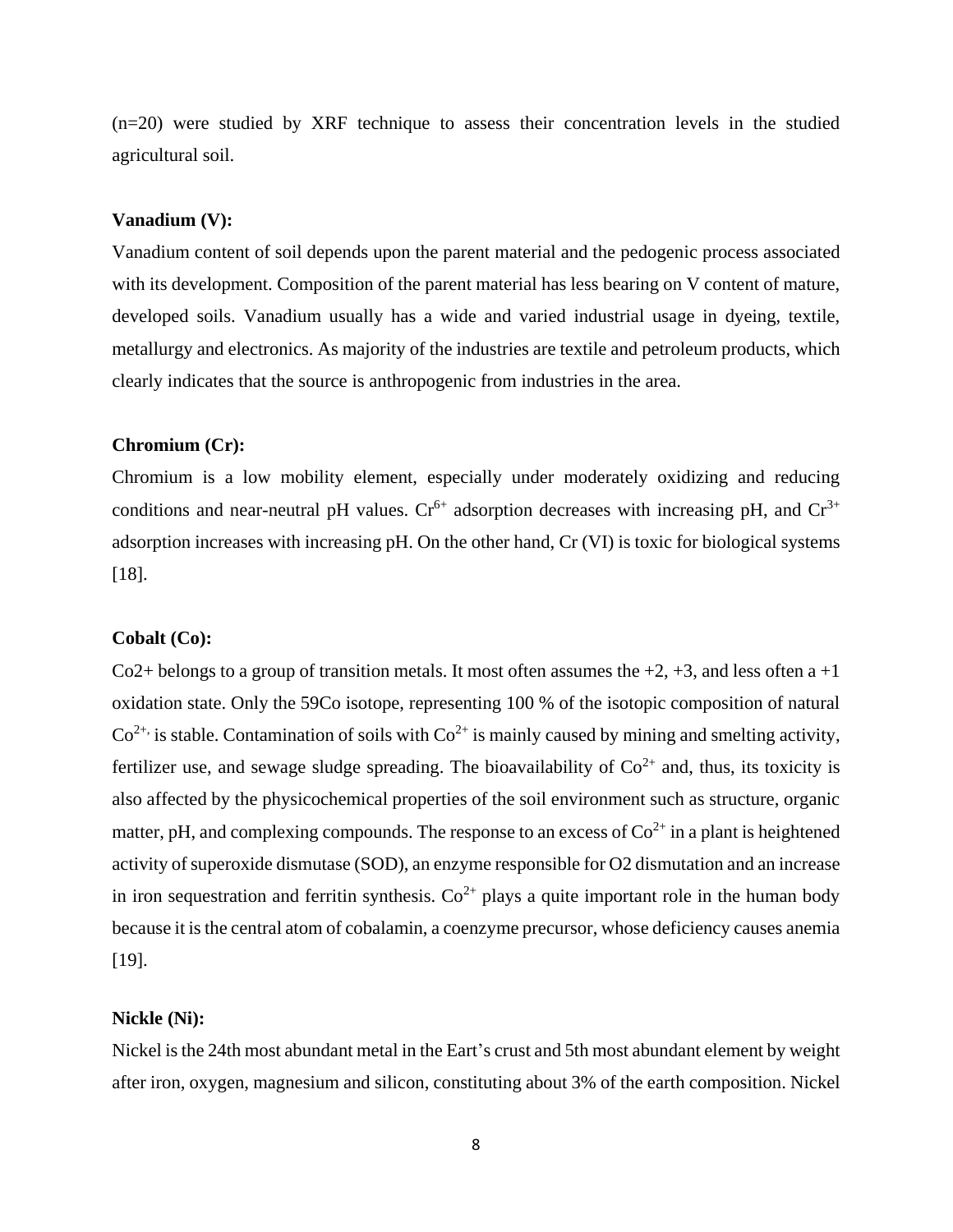(n=20) were studied by XRF technique to assess their concentration levels in the studied agricultural soil.

**Vanadium (V):**

Vanadium content of soil depends upon the parent material and the pedogenic process associated with its development. Composition of the parent material has less bearing on V content of mature, developed soils. Vanadium usually has a wide and varied industrial usage in dyeing, textile, metallurgy and electronics. As majority of the industries are textile and petroleum products, which clearly indicates that the source is anthropogenic from industries in the area.

**Chromium (Cr):**

Chromium is a low mobility element, especially under moderately oxidizing and reducing conditions and near-neutral pH values. $Cr^{6+}$ adsorption decreases with increasing pH, and $Cr^{3+}$ adsorption increases with increasing pH. On the other hand, Cr (VI) is toxic for biological systems [18].

**Cobalt (Co):**

Co2+ belongs to a group of transition metals. It most often assumes the +2, +3, and less often a +1 oxidation state. Only the 59Co isotope, representing 100 % of the isotopic composition of natural $Co^{2+}$, is stable. Contamination of soils with $Co^{2+}$ is mainly caused by mining and smelting activity, fertilizer use, and sewage sludge spreading. The bioavailability of $Co^{2+}$ and, thus, its toxicity is also affected by the physicochemical properties of the soil environment such as structure, organic matter, pH, and complexing compounds. The response to an excess of $Co^{2+}$ in a plant is heightened activity of superoxide dismutase (SOD), an enzyme responsible for O2 dismutation and an increase in iron sequestration and ferritin synthesis. $Co^{2+}$ plays a quite important role in the human body because it is the central atom of cobalamin, a coenzyme precursor, whose deficiency causes anemia [19].

**Nickle (Ni):**

Nickel is the 24th most abundant metal in the Eart's crust and 5th most abundant element by weight after iron, oxygen, magnesium and silicon, constituting about 3% of the earth composition. Nickel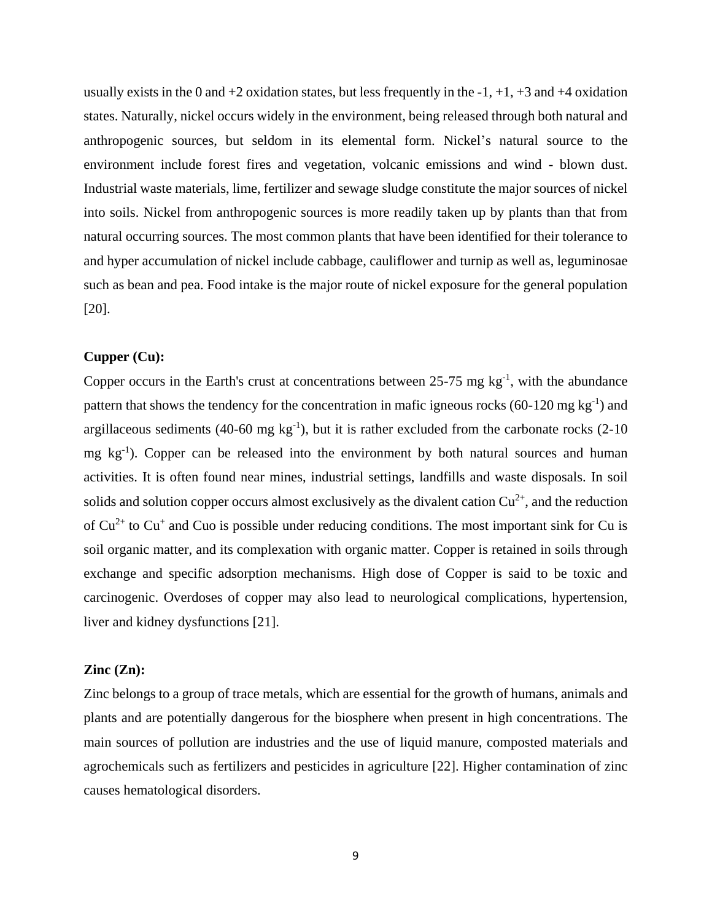usually exists in the 0 and +2 oxidation states, but less frequently in the -1, +1, +3 and +4 oxidation states. Naturally, nickel occurs widely in the environment, being released through both natural and anthropogenic sources, but seldom in its elemental form. Nickel's natural source to the environment include forest fires and vegetation, volcanic emissions and wind - blown dust. Industrial waste materials, lime, fertilizer and sewage sludge constitute the major sources of nickel into soils. Nickel from anthropogenic sources is more readily taken up by plants than that from natural occurring sources. The most common plants that have been identified for their tolerance to and hyper accumulation of nickel include cabbage, cauliflower and turnip as well as, leguminosae such as bean and pea. Food intake is the major route of nickel exposure for the general population [20].

**Cupper (Cu):**

Copper occurs in the Earth's crust at concentrations between 25-75 mg $kg^{-1}$, with the abundance pattern that shows the tendency for the concentration in mafic igneous rocks (60-120 mg $kg^{-1}$) and argillaceous sediments (40-60 mg $kg^{-1}$), but it is rather excluded from the carbonate rocks (2-10 mg $kg^{-1}$). Copper can be released into the environment by both natural sources and human activities. It is often found near mines, industrial settings, landfills and waste disposals. In soil solids and solution copper occurs almost exclusively as the divalent cation $Cu^{2+}$, and the reduction of $Cu^{2+}$ to $Cu^{+}$ and Cuo is possible under reducing conditions. The most important sink for Cu is soil organic matter, and its complexation with organic matter. Copper is retained in soils through exchange and specific adsorption mechanisms. High dose of Copper is said to be toxic and carcinogenic. Overdoses of copper may also lead to neurological complications, hypertension, liver and kidney dysfunctions [21].

**Zinc (Zn):**

Zinc belongs to a group of trace metals, which are essential for the growth of humans, animals and plants and are potentially dangerous for the biosphere when present in high concentrations. The main sources of pollution are industries and the use of liquid manure, composted materials and agrochemicals such as fertilizers and pesticides in agriculture [22]. Higher contamination of zinc causes hematological disorders.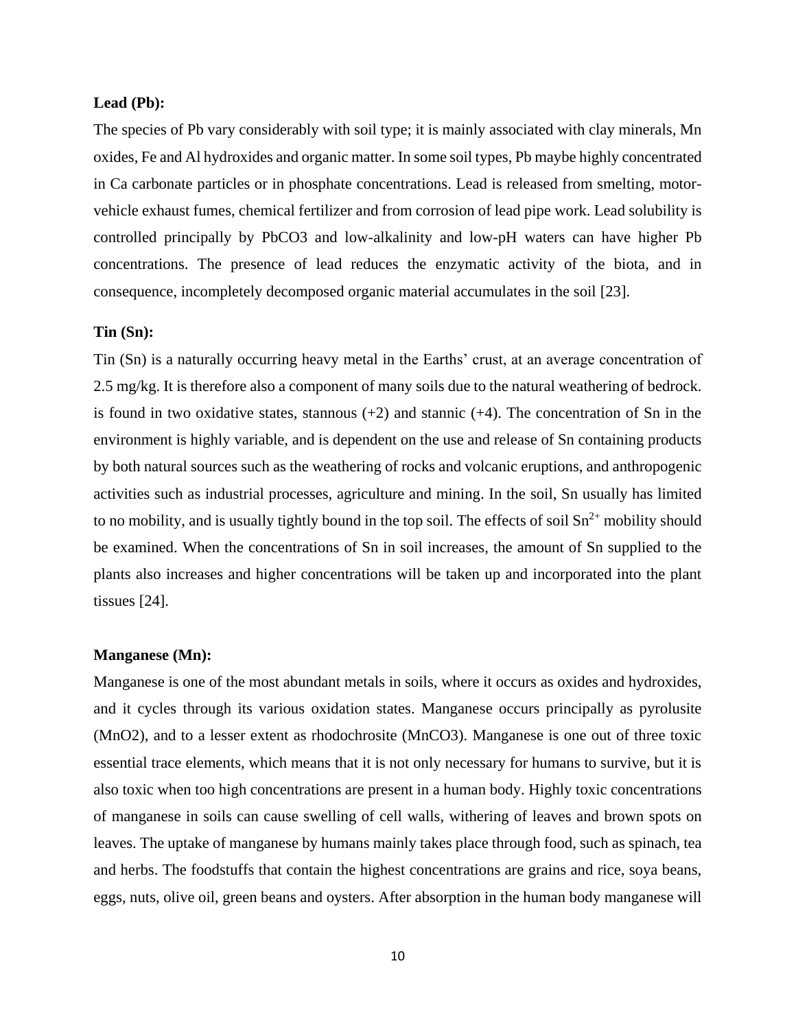**Lead (Pb):**

The species of Pb vary considerably with soil type; it is mainly associated with clay minerals, Mn oxides, Fe and Al hydroxides and organic matter. In some soil types, Pb maybe highly concentrated in Ca carbonate particles or in phosphate concentrations. Lead is released from smelting, motor-vehicle exhaust fumes, chemical fertilizer and from corrosion of lead pipe work. Lead solubility is controlled principally by $PbCO3$ and low-alkalinity and low-pH waters can have higher Pb concentrations. The presence of lead reduces the enzymatic activity of the biota, and in consequence, incompletely decomposed organic material accumulates in the soil [23].

**Tin (Sn):**

Tin (Sn) is a naturally occurring heavy metal in the Earths' crust, at an average concentration of 2.5 mg/kg. It is therefore also a component of many soils due to the natural weathering of bedrock. is found in two oxidative states, stannous (+2) and stannic (+4). The concentration of Sn in the environment is highly variable, and is dependent on the use and release of Sn containing products by both natural sources such as the weathering of rocks and volcanic eruptions, and anthropogenic activities such as industrial processes, agriculture and mining. In the soil, Sn usually has limited to no mobility, and is usually tightly bound in the top soil. The effects of soil $Sn^{2+}$ mobility should be examined. When the concentrations of Sn in soil increases, the amount of Sn supplied to the plants also increases and higher concentrations will be taken up and incorporated into the plant tissues [24].

**Manganese (Mn):**

Manganese is one of the most abundant metals in soils, where it occurs as oxides and hydroxides, and it cycles through its various oxidation states. Manganese occurs principally as pyrolusite ($MnO2$), and to a lesser extent as rhodochrosite ($MnCO3$). Manganese is one out of three toxic essential trace elements, which means that it is not only necessary for humans to survive, but it is also toxic when too high concentrations are present in a human body. Highly toxic concentrations of manganese in soils can cause swelling of cell walls, withering of leaves and brown spots on leaves. The uptake of manganese by humans mainly takes place through food, such as spinach, tea and herbs. The foodstuffs that contain the highest concentrations are grains and rice, soya beans, eggs, nuts, olive oil, green beans and oysters. After absorption in the human body manganese will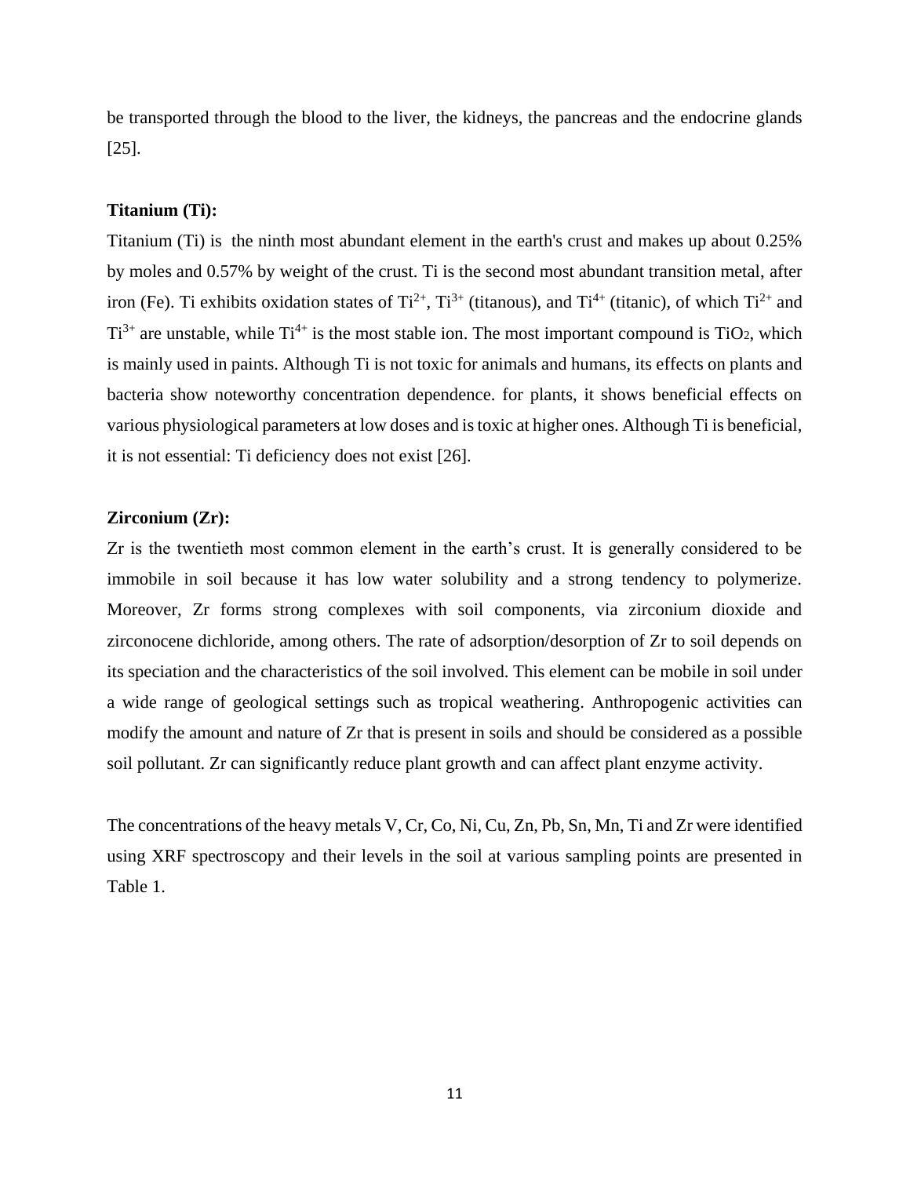be transported through the blood to the liver, the kidneys, the pancreas and the endocrine glands [25].

**Titanium (Ti):**

Titanium (Ti) is the ninth most abundant element in the earth's crust and makes up about 0.25% by moles and 0.57% by weight of the crust. Ti is the second most abundant transition metal, after iron (Fe). Ti exhibits oxidation states of $Ti^{2+}$, $Ti^{3+}$ (titanous), and $Ti^{4+}$ (titanic), of which $Ti^{2+}$ and $Ti^{3+}$ are unstable, while $Ti^{4+}$ is the most stable ion. The most important compound is $TiO_2$, which is mainly used in paints. Although Ti is not toxic for animals and humans, its effects on plants and bacteria show noteworthy concentration dependence. for plants, it shows beneficial effects on various physiological parameters at low doses and is toxic at higher ones. Although Ti is beneficial, it is not essential: Ti deficiency does not exist [26].

**Zirconium (Zr):**

Zr is the twentieth most common element in the earth's crust. It is generally considered to be immobile in soil because it has low water solubility and a strong tendency to polymerize. Moreover, Zr forms strong complexes with soil components, via zirconium dioxide and zirconocene dichloride, among others. The rate of adsorption/desorption of Zr to soil depends on its speciation and the characteristics of the soil involved. This element can be mobile in soil under a wide range of geological settings such as tropical weathering. Anthropogenic activities can modify the amount and nature of Zr that is present in soils and should be considered as a possible soil pollutant. Zr can significantly reduce plant growth and can affect plant enzyme activity.

The concentrations of the heavy metals V, Cr, Co, Ni, Cu, Zn, Pb, Sn, Mn, Ti and Zr were identified using XRF spectroscopy and their levels in the soil at various sampling points are presented in Table 1.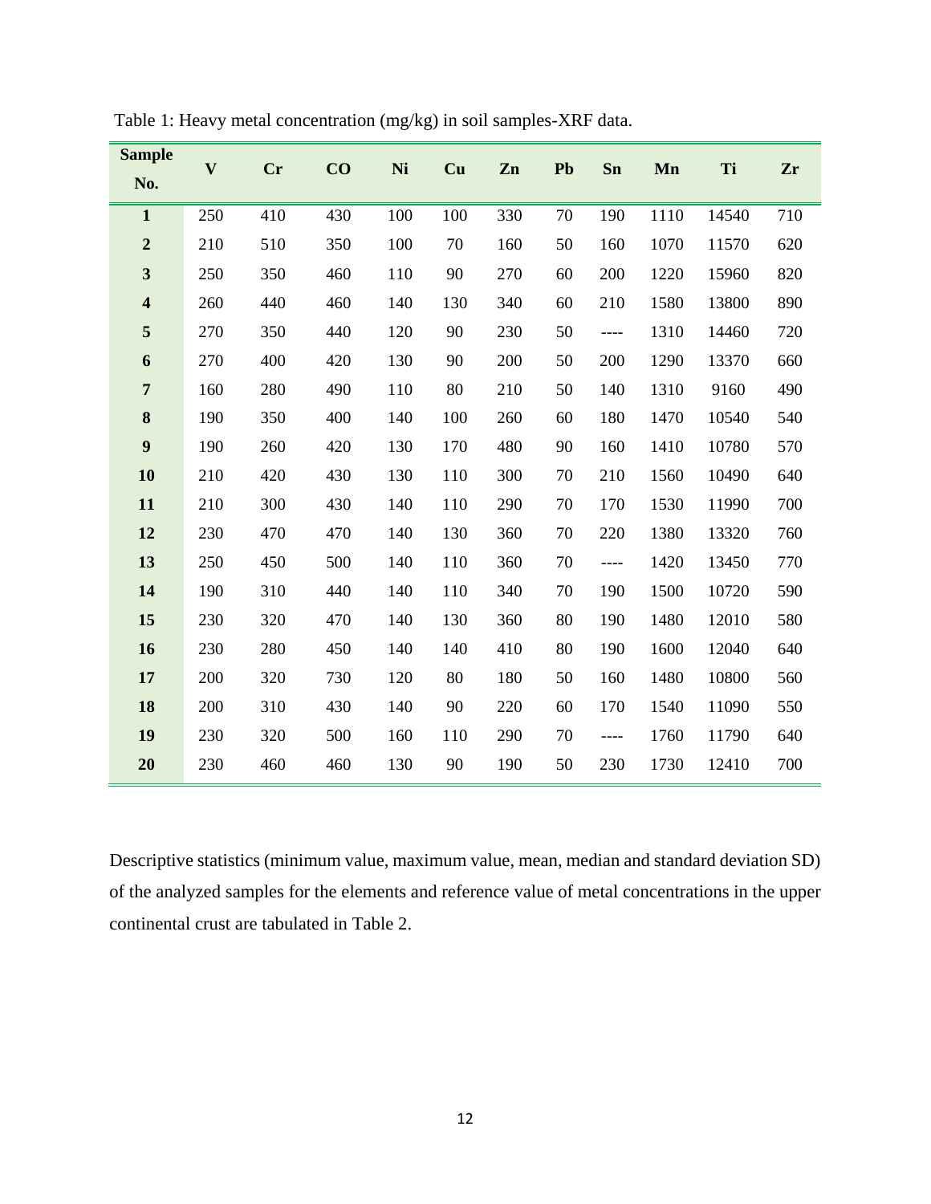Table 1: Heavy metal concentration (mg/kg) in soil samples-XRF data.

| Sample No. | V | Cr | CO | Ni | Cu | Zn | Pb | Sn | Mn | Ti | Zr |
|---|---|---|---|---|---|---|---|---|---|---|---|
| 1 | 250 | 410 | 430 | 100 | 100 | 330 | 70 | 190 | 1110 | 14540 | 710 |
| 2 | 210 | 510 | 350 | 100 | 70 | 160 | 50 | 160 | 1070 | 11570 | 620 |
| 3 | 250 | 350 | 460 | 110 | 90 | 270 | 60 | 200 | 1220 | 15960 | 820 |
| 4 | 260 | 440 | 460 | 140 | 130 | 340 | 60 | 210 | 1580 | 13800 | 890 |
| 5 | 270 | 350 | 440 | 120 | 90 | 230 | 50 | ---- | 1310 | 14460 | 720 |
| 6 | 270 | 400 | 420 | 130 | 90 | 200 | 50 | 200 | 1290 | 13370 | 660 |
| 7 | 160 | 280 | 490 | 110 | 80 | 210 | 50 | 140 | 1310 | 9160 | 490 |
| 8 | 190 | 350 | 400 | 140 | 100 | 260 | 60 | 180 | 1470 | 10540 | 540 |
| 9 | 190 | 260 | 420 | 130 | 170 | 480 | 90 | 160 | 1410 | 10780 | 570 |
| 10 | 210 | 420 | 430 | 130 | 110 | 300 | 70 | 210 | 1560 | 10490 | 640 |
| 11 | 210 | 300 | 430 | 140 | 110 | 290 | 70 | 170 | 1530 | 11990 | 700 |
| 12 | 230 | 470 | 470 | 140 | 130 | 360 | 70 | 220 | 1380 | 13320 | 760 |
| 13 | 250 | 450 | 500 | 140 | 110 | 360 | 70 | ---- | 1420 | 13450 | 770 |
| 14 | 190 | 310 | 440 | 140 | 110 | 340 | 70 | 190 | 1500 | 10720 | 590 |
| 15 | 230 | 320 | 470 | 140 | 130 | 360 | 80 | 190 | 1480 | 12010 | 580 |
| 16 | 230 | 280 | 450 | 140 | 140 | 410 | 80 | 190 | 1600 | 12040 | 640 |
| 17 | 200 | 320 | 730 | 120 | 80 | 180 | 50 | 160 | 1480 | 10800 | 560 |
| 18 | 200 | 310 | 430 | 140 | 90 | 220 | 60 | 170 | 1540 | 11090 | 550 |
| 19 | 230 | 320 | 500 | 160 | 110 | 290 | 70 | ---- | 1760 | 11790 | 640 |
| 20 | 230 | 460 | 460 | 130 | 90 | 190 | 50 | 230 | 1730 | 12410 | 700 |

Descriptive statistics (minimum value, maximum value, mean, median and standard deviation SD) of the analyzed samples for the elements and reference value of metal concentrations in the upper continental crust are tabulated in Table 2.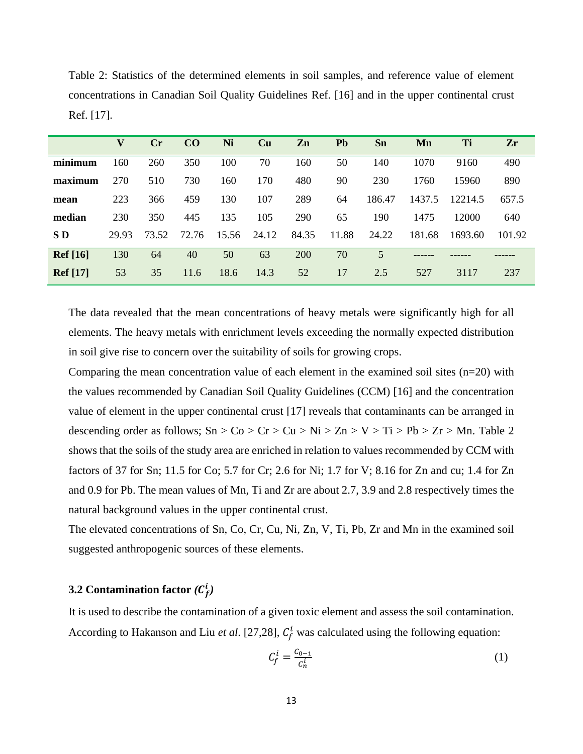Table 2: Statistics of the determined elements in soil samples, and reference value of element concentrations in Canadian Soil Quality Guidelines Ref. [16] and in the upper continental crust Ref. [17].

| | V | Cr | CO | Ni | Cu | Zn | Pb | Sn | Mn | Ti | Zr |
|---|---|---|---|---|---|---|---|---|---|---|---|
| **minimum** | 160 | 260 | 350 | 100 | 70 | 160 | 50 | 140 | 1070 | 9160 | 490 |
| **maximum** | 270 | 510 | 730 | 160 | 170 | 480 | 90 | 230 | 1760 | 15960 | 890 |
| **mean** | 223 | 366 | 459 | 130 | 107 | 289 | 64 | 186.47 | 1437.5 | 12214.5 | 657.5 |
| **median** | 230 | 350 | 445 | 135 | 105 | 290 | 65 | 190 | 1475 | 12000 | 640 |
| **S D** | 29.93 | 73.52 | 72.76 | 15.56 | 24.12 | 84.35 | 11.88 | 24.22 | 181.68 | 1693.60 | 101.92 |
| **Ref [16]** | 130 | 64 | 40 | 50 | 63 | 200 | 70 | 5 | ------ | ------ | ------ |
| **Ref [17]** | 53 | 35 | 11.6 | 18.6 | 14.3 | 52 | 17 | 2.5 | 527 | 3117 | 237 |

The data revealed that the mean concentrations of heavy metals were significantly high for all elements. The heavy metals with enrichment levels exceeding the normally expected distribution in soil give rise to concern over the suitability of soils for growing crops.

Comparing the mean concentration value of each element in the examined soil sites (n=20) with the values recommended by Canadian Soil Quality Guidelines (CCM) [16] and the concentration value of element in the upper continental crust [17] reveals that contaminants can be arranged in descending order as follows; Sn > Co > Cr > Cu > Ni > Zn > V > Ti > Pb > Zr > Mn. Table 2 shows that the soils of the study area are enriched in relation to values recommended by CCM with factors of 37 for Sn; 11.5 for Co; 5.7 for Cr; 2.6 for Ni; 1.7 for V; 8.16 for Zn and cu; 1.4 for Zn and 0.9 for Pb. The mean values of Mn, Ti and Zr are about 2.7, 3.9 and 2.8 respectively times the natural background values in the upper continental crust.

The elevated concentrations of Sn, Co, Cr, Cu, Ni, Zn, V, Ti, Pb, Zr and Mn in the examined soil suggested anthropogenic sources of these elements.

### 3.2 Contamination factor ($C_f^i$)

It is used to describe the contamination of a given toxic element and assess the soil contamination. According to Hakanson and Liu *et al*. [27,28], $C_f^i$ was calculated using the following equation:

$$C_f^i = \frac{C_{0-1}}{C_n^i} \tag{1}$$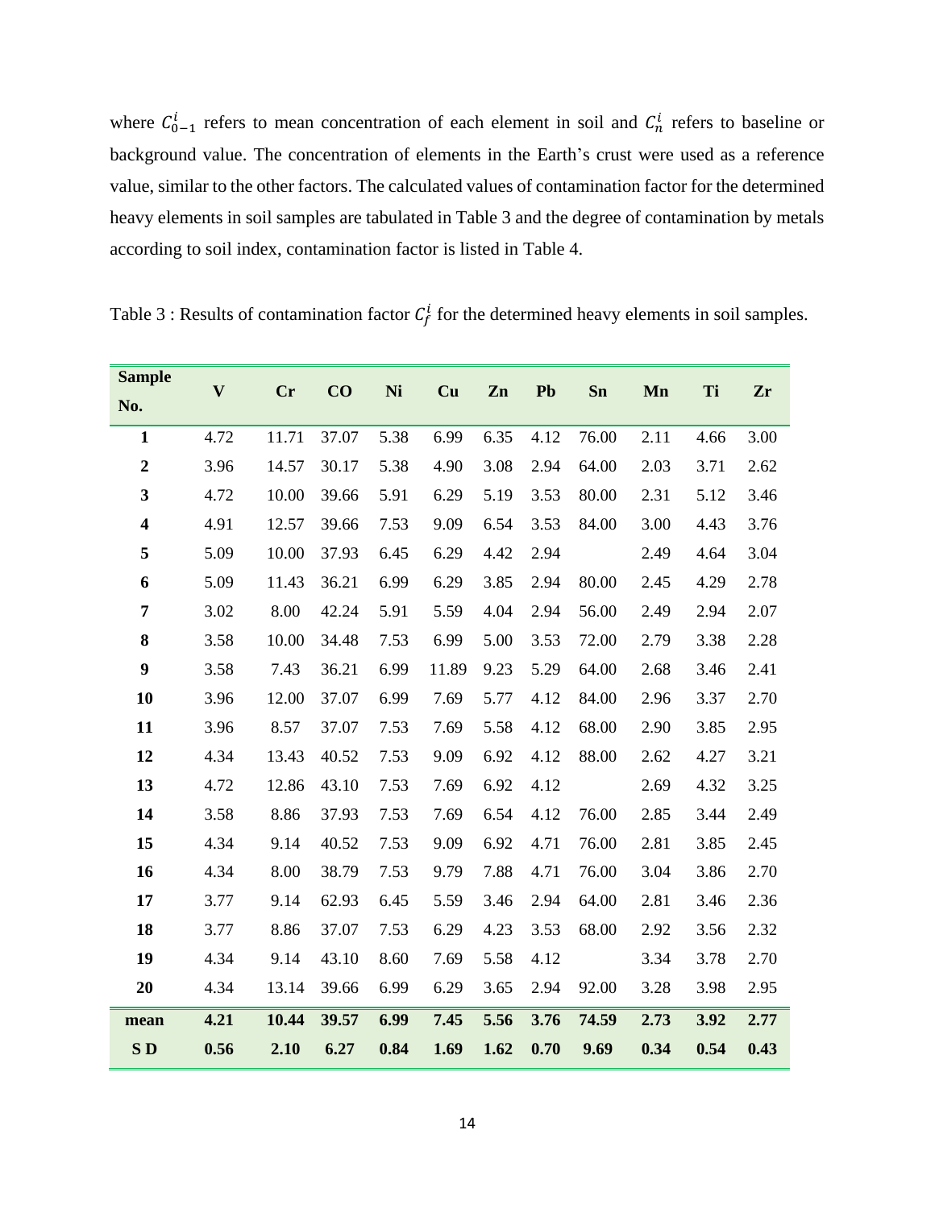where $C^i_{0-1}$ refers to mean concentration of each element in soil and $C^i_n$ refers to baseline or background value. The concentration of elements in the Earth's crust were used as a reference value, similar to the other factors. The calculated values of contamination factor for the determined heavy elements in soil samples are tabulated in Table 3 and the degree of contamination by metals according to soil index, contamination factor is listed in Table 4.

Table 3 : Results of contamination factor $C^i_f$ for the determined heavy elements in soil samples.

| Sample No. | V | Cr | CO | Ni | Cu | Zn | Pb | Sn | Mn | Ti | Zr |
|---|---|---|---|---|---|---|---|---|---|---|---|
| **1** | 4.72 | 11.71 | 37.07 | 5.38 | 6.99 | 6.35 | 4.12 | 76.00 | 2.11 | 4.66 | 3.00 |
| **2** | 3.96 | 14.57 | 30.17 | 5.38 | 4.90 | 3.08 | 2.94 | 64.00 | 2.03 | 3.71 | 2.62 |
| **3** | 4.72 | 10.00 | 39.66 | 5.91 | 6.29 | 5.19 | 3.53 | 80.00 | 2.31 | 5.12 | 3.46 |
| **4** | 4.91 | 12.57 | 39.66 | 7.53 | 9.09 | 6.54 | 3.53 | 84.00 | 3.00 | 4.43 | 3.76 |
| **5** | 5.09 | 10.00 | 37.93 | 6.45 | 6.29 | 4.42 | 2.94 | | 2.49 | 4.64 | 3.04 |
| **6** | 5.09 | 11.43 | 36.21 | 6.99 | 6.29 | 3.85 | 2.94 | 80.00 | 2.45 | 4.29 | 2.78 |
| **7** | 3.02 | 8.00 | 42.24 | 5.91 | 5.59 | 4.04 | 2.94 | 56.00 | 2.49 | 2.94 | 2.07 |
| **8** | 3.58 | 10.00 | 34.48 | 7.53 | 6.99 | 5.00 | 3.53 | 72.00 | 2.79 | 3.38 | 2.28 |
| **9** | 3.58 | 7.43 | 36.21 | 6.99 | 11.89 | 9.23 | 5.29 | 64.00 | 2.68 | 3.46 | 2.41 |
| **10** | 3.96 | 12.00 | 37.07 | 6.99 | 7.69 | 5.77 | 4.12 | 84.00 | 2.96 | 3.37 | 2.70 |
| **11** | 3.96 | 8.57 | 37.07 | 7.53 | 7.69 | 5.58 | 4.12 | 68.00 | 2.90 | 3.85 | 2.95 |
| **12** | 4.34 | 13.43 | 40.52 | 7.53 | 9.09 | 6.92 | 4.12 | 88.00 | 2.62 | 4.27 | 3.21 |
| **13** | 4.72 | 12.86 | 43.10 | 7.53 | 7.69 | 6.92 | 4.12 | | 2.69 | 4.32 | 3.25 |
| **14** | 3.58 | 8.86 | 37.93 | 7.53 | 7.69 | 6.54 | 4.12 | 76.00 | 2.85 | 3.44 | 2.49 |
| **15** | 4.34 | 9.14 | 40.52 | 7.53 | 9.09 | 6.92 | 4.71 | 76.00 | 2.81 | 3.85 | 2.45 |
| **16** | 4.34 | 8.00 | 38.79 | 7.53 | 9.79 | 7.88 | 4.71 | 76.00 | 3.04 | 3.86 | 2.70 |
| **17** | 3.77 | 9.14 | 62.93 | 6.45 | 5.59 | 3.46 | 2.94 | 64.00 | 2.81 | 3.46 | 2.36 |
| **18** | 3.77 | 8.86 | 37.07 | 7.53 | 6.29 | 4.23 | 3.53 | 68.00 | 2.92 | 3.56 | 2.32 |
| **19** | 4.34 | 9.14 | 43.10 | 8.60 | 7.69 | 5.58 | 4.12 | | 3.34 | 3.78 | 2.70 |
| **20** | 4.34 | 13.14 | 39.66 | 6.99 | 6.29 | 3.65 | 2.94 | 92.00 | 3.28 | 3.98 | 2.95 |
| **mean** | **4.21** | **10.44** | **39.57** | **6.99** | **7.45** | **5.56** | **3.76** | **74.59** | **2.73** | **3.92** | **2.77** |
| **S D** | **0.56** | **2.10** | **6.27** | **0.84** | **1.69** | **1.62** | **0.70** | **9.69** | **0.34** | **0.54** | **0.43** |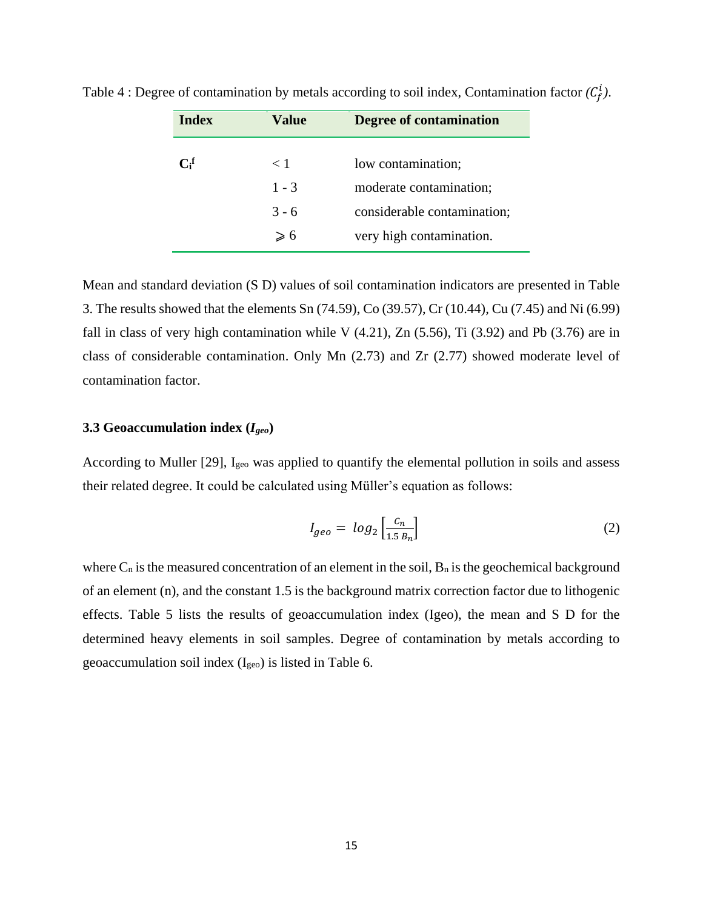Table 4 : Degree of contamination by metals according to soil index, Contamination factor $(C_f^i)$.

| Index | Value | Degree of contamination |
|---|---|---|
| $C_i^f$ | < 1 | low contamination; |
| | 1 - 3 | moderate contamination; |
| | 3 - 6 | considerable contamination; |
| | ⩾ 6 | very high contamination. |

Mean and standard deviation (S D) values of soil contamination indicators are presented in Table 3. The results showed that the elements Sn (74.59), Co (39.57), Cr (10.44), Cu (7.45) and Ni (6.99) fall in class of very high contamination while V (4.21), Zn (5.56), Ti (3.92) and Pb (3.76) are in class of considerable contamination. Only Mn (2.73) and Zr (2.77) showed moderate level of contamination factor.

### 3.3 Geoaccumulation index ($I_{geo}$)

According to Muller [29], $I_{geo}$ was applied to quantify the elemental pollution in soils and assess their related degree. It could be calculated using Müller's equation as follows:

$$I_{geo} = log_2 \left[\frac{C_n}{1.5\ B_n}\right] \tag{2}$$

where $C_n$ is the measured concentration of an element in the soil, $B_n$ is the geochemical background of an element (n), and the constant 1.5 is the background matrix correction factor due to lithogenic effects. Table 5 lists the results of geoaccumulation index (Igeo), the mean and S D for the determined heavy elements in soil samples. Degree of contamination by metals according to geoaccumulation soil index ($I_{geo}$) is listed in Table 6.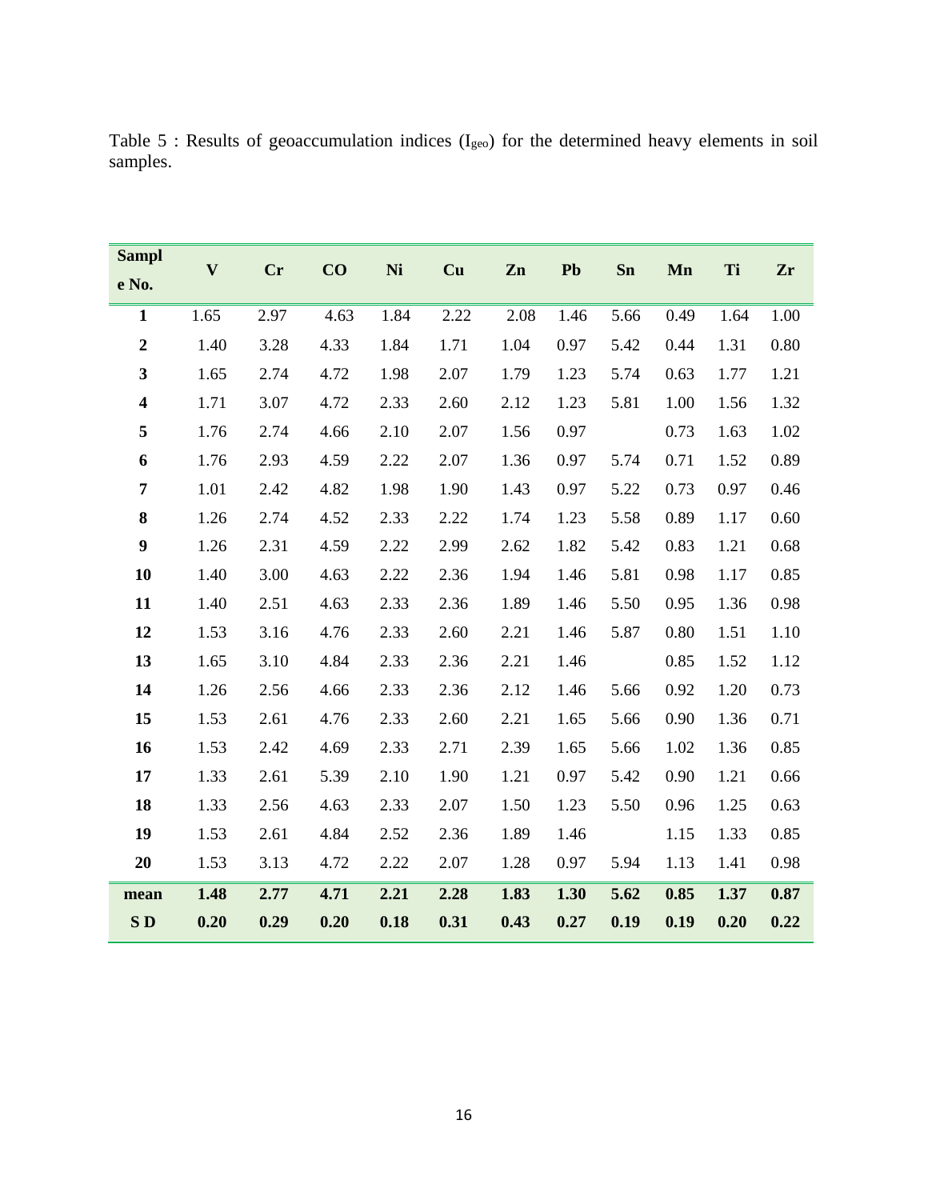Table 5 : Results of geoaccumulation indices ($I_{geo}$) for the determined heavy elements in soil samples.

| Sample No. | V | Cr | CO | Ni | Cu | Zn | Pb | Sn | Mn | Ti | Zr |
|---|---|---|---|---|---|---|---|---|---|---|---|
| **1** | 1.65 | 2.97 | 4.63 | 1.84 | 2.22 | 2.08 | 1.46 | 5.66 | 0.49 | 1.64 | 1.00 |
| **2** | 1.40 | 3.28 | 4.33 | 1.84 | 1.71 | 1.04 | 0.97 | 5.42 | 0.44 | 1.31 | 0.80 |
| **3** | 1.65 | 2.74 | 4.72 | 1.98 | 2.07 | 1.79 | 1.23 | 5.74 | 0.63 | 1.77 | 1.21 |
| **4** | 1.71 | 3.07 | 4.72 | 2.33 | 2.60 | 2.12 | 1.23 | 5.81 | 1.00 | 1.56 | 1.32 |
| **5** | 1.76 | 2.74 | 4.66 | 2.10 | 2.07 | 1.56 | 0.97 | | 0.73 | 1.63 | 1.02 |
| **6** | 1.76 | 2.93 | 4.59 | 2.22 | 2.07 | 1.36 | 0.97 | 5.74 | 0.71 | 1.52 | 0.89 |
| **7** | 1.01 | 2.42 | 4.82 | 1.98 | 1.90 | 1.43 | 0.97 | 5.22 | 0.73 | 0.97 | 0.46 |
| **8** | 1.26 | 2.74 | 4.52 | 2.33 | 2.22 | 1.74 | 1.23 | 5.58 | 0.89 | 1.17 | 0.60 |
| **9** | 1.26 | 2.31 | 4.59 | 2.22 | 2.99 | 2.62 | 1.82 | 5.42 | 0.83 | 1.21 | 0.68 |
| **10** | 1.40 | 3.00 | 4.63 | 2.22 | 2.36 | 1.94 | 1.46 | 5.81 | 0.98 | 1.17 | 0.85 |
| **11** | 1.40 | 2.51 | 4.63 | 2.33 | 2.36 | 1.89 | 1.46 | 5.50 | 0.95 | 1.36 | 0.98 |
| **12** | 1.53 | 3.16 | 4.76 | 2.33 | 2.60 | 2.21 | 1.46 | 5.87 | 0.80 | 1.51 | 1.10 |
| **13** | 1.65 | 3.10 | 4.84 | 2.33 | 2.36 | 2.21 | 1.46 | | 0.85 | 1.52 | 1.12 |
| **14** | 1.26 | 2.56 | 4.66 | 2.33 | 2.36 | 2.12 | 1.46 | 5.66 | 0.92 | 1.20 | 0.73 |
| **15** | 1.53 | 2.61 | 4.76 | 2.33 | 2.60 | 2.21 | 1.65 | 5.66 | 0.90 | 1.36 | 0.71 |
| **16** | 1.53 | 2.42 | 4.69 | 2.33 | 2.71 | 2.39 | 1.65 | 5.66 | 1.02 | 1.36 | 0.85 |
| **17** | 1.33 | 2.61 | 5.39 | 2.10 | 1.90 | 1.21 | 0.97 | 5.42 | 0.90 | 1.21 | 0.66 |
| **18** | 1.33 | 2.56 | 4.63 | 2.33 | 2.07 | 1.50 | 1.23 | 5.50 | 0.96 | 1.25 | 0.63 |
| **19** | 1.53 | 2.61 | 4.84 | 2.52 | 2.36 | 1.89 | 1.46 | | 1.15 | 1.33 | 0.85 |
| **20** | 1.53 | 3.13 | 4.72 | 2.22 | 2.07 | 1.28 | 0.97 | 5.94 | 1.13 | 1.41 | 0.98 |
| **mean** | **1.48** | **2.77** | **4.71** | **2.21** | **2.28** | **1.83** | **1.30** | **5.62** | **0.85** | **1.37** | **0.87** |
| **S D** | **0.20** | **0.29** | **0.20** | **0.18** | **0.31** | **0.43** | **0.27** | **0.19** | **0.19** | **0.20** | **0.22** |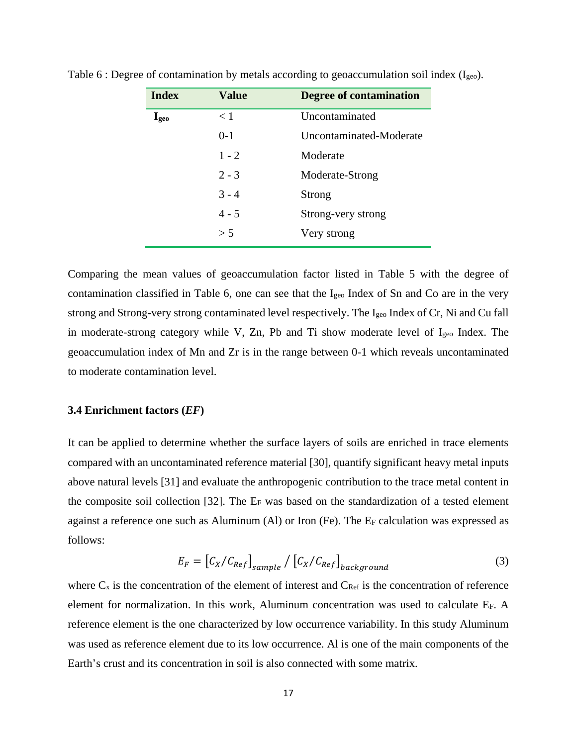Table 6 : Degree of contamination by metals according to geoaccumulation soil index ($I_{geo}$).

| Index | Value | Degree of contamination |
|---|---|---|
| **$I_{geo}$** | < 1 | Uncontaminated |
| | 0-1 | Uncontaminated-Moderate |
| | 1 - 2 | Moderate |
| | 2 - 3 | Moderate-Strong |
| | 3 - 4 | Strong |
| | 4 - 5 | Strong-very strong |
| | > 5 | Very strong |

Comparing the mean values of geoaccumulation factor listed in Table 5 with the degree of contamination classified in Table 6, one can see that the $I_{geo}$ Index of Sn and Co are in the very strong and Strong-very strong contaminated level respectively. The $I_{geo}$ Index of Cr, Ni and Cu fall in moderate-strong category while V, Zn, Pb and Ti show moderate level of $I_{geo}$ Index. The geoaccumulation index of Mn and Zr is in the range between 0-1 which reveals uncontaminated to moderate contamination level.

### 3.4 Enrichment factors (*EF*)

It can be applied to determine whether the surface layers of soils are enriched in trace elements compared with an uncontaminated reference material [30], quantify significant heavy metal inputs above natural levels [31] and evaluate the anthropogenic contribution to the trace metal content in the composite soil collection [32]. The $E_F$ was based on the standardization of a tested element against a reference one such as Aluminum (Al) or Iron (Fe). The $E_F$ calculation was expressed as follows:

$$E_F = \left[C_X/C_{Ref}\right]_{sample} / \left[C_X/C_{Ref}\right]_{background} \tag{3}$$

where $C_x$ is the concentration of the element of interest and $C_{Ref}$ is the concentration of reference element for normalization. In this work, Aluminum concentration was used to calculate $E_F$. A reference element is the one characterized by low occurrence variability. In this study Aluminum was used as reference element due to its low occurrence. Al is one of the main components of the Earth's crust and its concentration in soil is also connected with some matrix.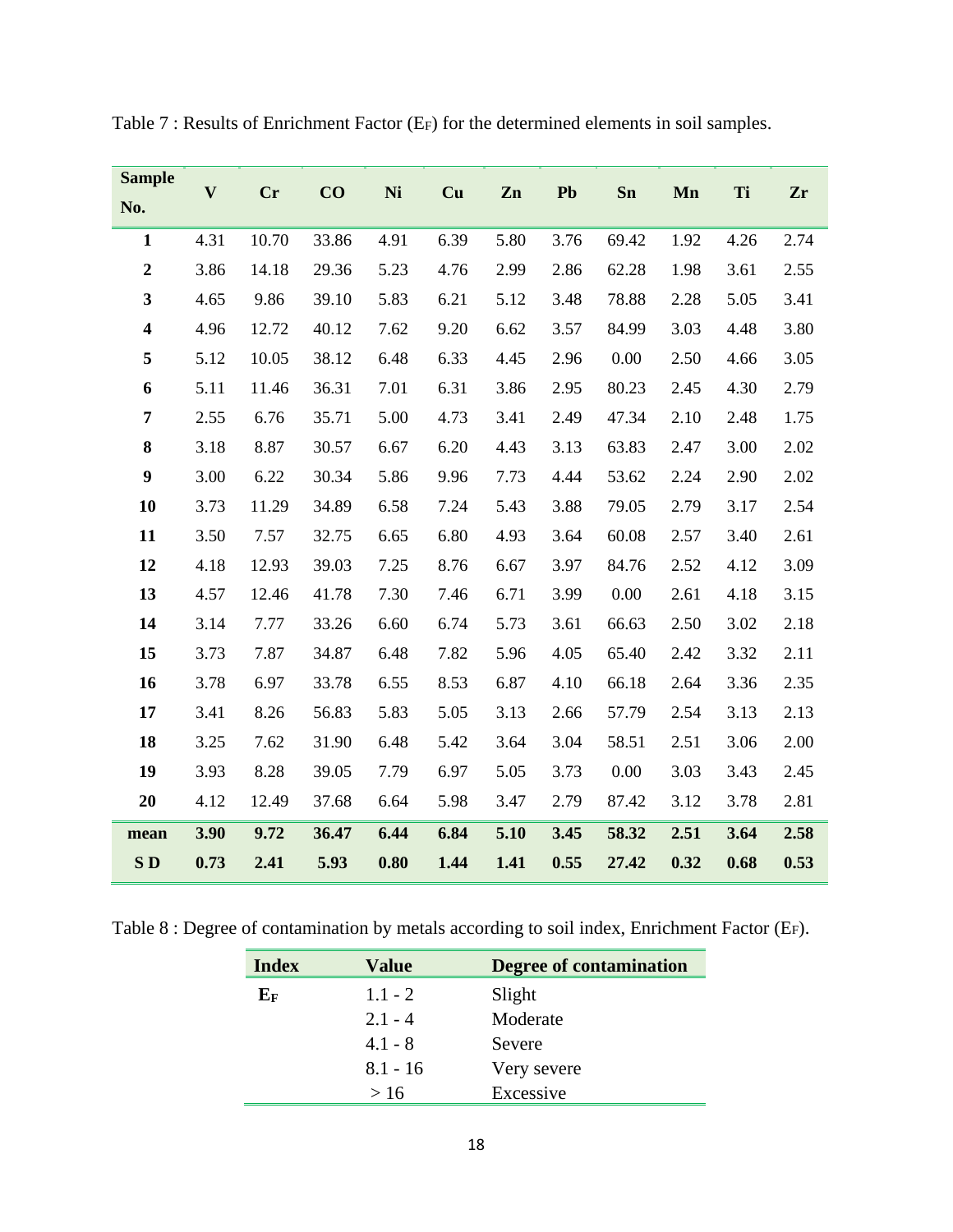Table 7 : Results of Enrichment Factor ($E_F$) for the determined elements in soil samples.

| Sample No. | V | Cr | CO | Ni | Cu | Zn | Pb | Sn | Mn | Ti | Zr |
|---|---|---|---|---|---|---|---|---|---|---|---|
| **1** | 4.31 | 10.70 | 33.86 | 4.91 | 6.39 | 5.80 | 3.76 | 69.42 | 1.92 | 4.26 | 2.74 |
| **2** | 3.86 | 14.18 | 29.36 | 5.23 | 4.76 | 2.99 | 2.86 | 62.28 | 1.98 | 3.61 | 2.55 |
| **3** | 4.65 | 9.86 | 39.10 | 5.83 | 6.21 | 5.12 | 3.48 | 78.88 | 2.28 | 5.05 | 3.41 |
| **4** | 4.96 | 12.72 | 40.12 | 7.62 | 9.20 | 6.62 | 3.57 | 84.99 | 3.03 | 4.48 | 3.80 |
| **5** | 5.12 | 10.05 | 38.12 | 6.48 | 6.33 | 4.45 | 2.96 | 0.00 | 2.50 | 4.66 | 3.05 |
| **6** | 5.11 | 11.46 | 36.31 | 7.01 | 6.31 | 3.86 | 2.95 | 80.23 | 2.45 | 4.30 | 2.79 |
| **7** | 2.55 | 6.76 | 35.71 | 5.00 | 4.73 | 3.41 | 2.49 | 47.34 | 2.10 | 2.48 | 1.75 |
| **8** | 3.18 | 8.87 | 30.57 | 6.67 | 6.20 | 4.43 | 3.13 | 63.83 | 2.47 | 3.00 | 2.02 |
| **9** | 3.00 | 6.22 | 30.34 | 5.86 | 9.96 | 7.73 | 4.44 | 53.62 | 2.24 | 2.90 | 2.02 |
| **10** | 3.73 | 11.29 | 34.89 | 6.58 | 7.24 | 5.43 | 3.88 | 79.05 | 2.79 | 3.17 | 2.54 |
| **11** | 3.50 | 7.57 | 32.75 | 6.65 | 6.80 | 4.93 | 3.64 | 60.08 | 2.57 | 3.40 | 2.61 |
| **12** | 4.18 | 12.93 | 39.03 | 7.25 | 8.76 | 6.67 | 3.97 | 84.76 | 2.52 | 4.12 | 3.09 |
| **13** | 4.57 | 12.46 | 41.78 | 7.30 | 7.46 | 6.71 | 3.99 | 0.00 | 2.61 | 4.18 | 3.15 |
| **14** | 3.14 | 7.77 | 33.26 | 6.60 | 6.74 | 5.73 | 3.61 | 66.63 | 2.50 | 3.02 | 2.18 |
| **15** | 3.73 | 7.87 | 34.87 | 6.48 | 7.82 | 5.96 | 4.05 | 65.40 | 2.42 | 3.32 | 2.11 |
| **16** | 3.78 | 6.97 | 33.78 | 6.55 | 8.53 | 6.87 | 4.10 | 66.18 | 2.64 | 3.36 | 2.35 |
| **17** | 3.41 | 8.26 | 56.83 | 5.83 | 5.05 | 3.13 | 2.66 | 57.79 | 2.54 | 3.13 | 2.13 |
| **18** | 3.25 | 7.62 | 31.90 | 6.48 | 5.42 | 3.64 | 3.04 | 58.51 | 2.51 | 3.06 | 2.00 |
| **19** | 3.93 | 8.28 | 39.05 | 7.79 | 6.97 | 5.05 | 3.73 | 0.00 | 3.03 | 3.43 | 2.45 |
| **20** | 4.12 | 12.49 | 37.68 | 6.64 | 5.98 | 3.47 | 2.79 | 87.42 | 3.12 | 3.78 | 2.81 |
| **mean** | **3.90** | **9.72** | **36.47** | **6.44** | **6.84** | **5.10** | **3.45** | **58.32** | **2.51** | **3.64** | **2.58** |
| **S D** | **0.73** | **2.41** | **5.93** | **0.80** | **1.44** | **1.41** | **0.55** | **27.42** | **0.32** | **0.68** | **0.53** |

Table 8 : Degree of contamination by metals according to soil index, Enrichment Factor ($E_F$).

| Index | Value | Degree of contamination |
|---|---|---|
| **$E_F$** | 1.1 - 2 | Slight |
| | 2.1 - 4 | Moderate |
| | 4.1 - 8 | Severe |
| | 8.1 - 16 | Very severe |
| | > 16 | Excessive |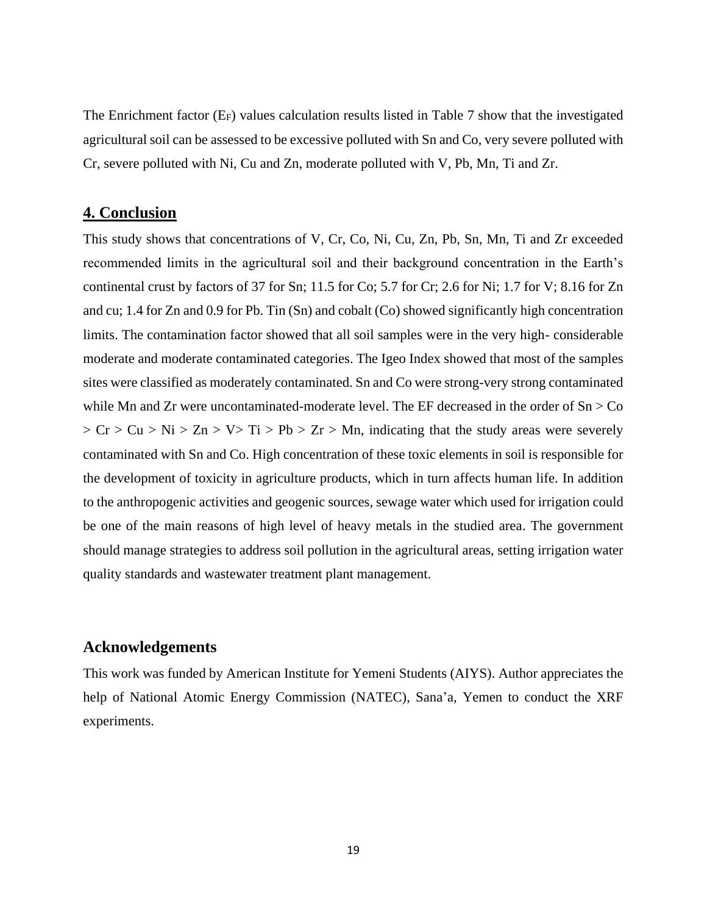The Enrichment factor ($E_F$) values calculation results listed in Table 7 show that the investigated agricultural soil can be assessed to be excessive polluted with Sn and Co, very severe polluted with Cr, severe polluted with Ni, Cu and Zn, moderate polluted with V, Pb, Mn, Ti and Zr.

## 4. Conclusion

This study shows that concentrations of V, Cr, Co, Ni, Cu, Zn, Pb, Sn, Mn, Ti and Zr exceeded recommended limits in the agricultural soil and their background concentration in the Earth's continental crust by factors of 37 for Sn; 11.5 for Co; 5.7 for Cr; 2.6 for Ni; 1.7 for V; 8.16 for Zn and cu; 1.4 for Zn and 0.9 for Pb. Tin (Sn) and cobalt (Co) showed significantly high concentration limits. The contamination factor showed that all soil samples were in the very high- considerable moderate and moderate contaminated categories. The Igeo Index showed that most of the samples sites were classified as moderately contaminated. Sn and Co were strong-very strong contaminated while Mn and Zr were uncontaminated-moderate level. The EF decreased in the order of Sn > Co > Cr > Cu > Ni > Zn > V> Ti > Pb > Zr > Mn, indicating that the study areas were severely contaminated with Sn and Co. High concentration of these toxic elements in soil is responsible for the development of toxicity in agriculture products, which in turn affects human life. In addition to the anthropogenic activities and geogenic sources, sewage water which used for irrigation could be one of the main reasons of high level of heavy metals in the studied area. The government should manage strategies to address soil pollution in the agricultural areas, setting irrigation water quality standards and wastewater treatment plant management.

## Acknowledgements

This work was funded by American Institute for Yemeni Students (AIYS). Author appreciates the help of National Atomic Energy Commission (NATEC), Sana'a, Yemen to conduct the XRF experiments.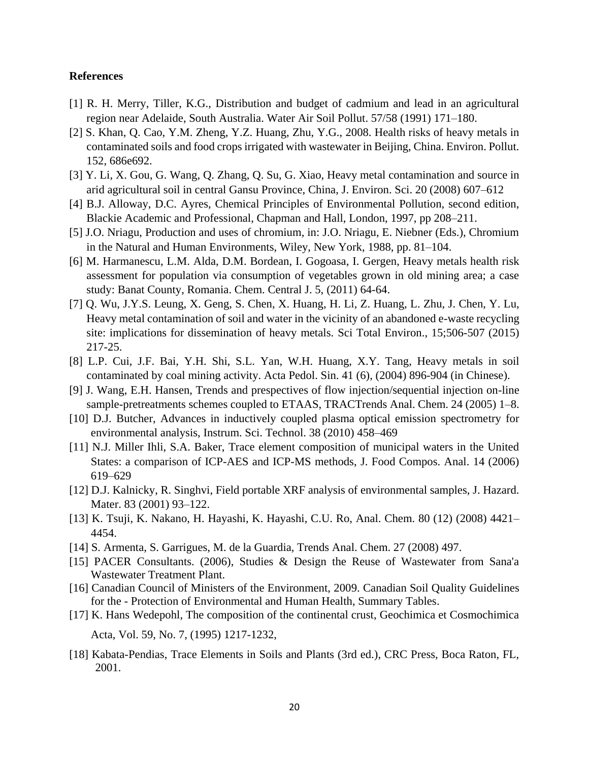**References**

[1] R. H. Merry, Tiller, K.G., Distribution and budget of cadmium and lead in an agricultural region near Adelaide, South Australia. Water Air Soil Pollut. 57/58 (1991) 171–180.

[2] S. Khan, Q. Cao, Y.M. Zheng, Y.Z. Huang, Zhu, Y.G., 2008. Health risks of heavy metals in contaminated soils and food crops irrigated with wastewater in Beijing, China. Environ. Pollut. 152, 686e692.

[3] Y. Li, X. Gou, G. Wang, Q. Zhang, Q. Su, G. Xiao, Heavy metal contamination and source in arid agricultural soil in central Gansu Province, China, J. Environ. Sci. 20 (2008) 607–612

[4] B.J. Alloway, D.C. Ayres, Chemical Principles of Environmental Pollution, second edition, Blackie Academic and Professional, Chapman and Hall, London, 1997, pp 208–211.

[5] J.O. Nriagu, Production and uses of chromium, in: J.O. Nriagu, E. Niebner (Eds.), Chromium in the Natural and Human Environments, Wiley, New York, 1988, pp. 81–104.

[6] M. Harmanescu, L.M. Alda, D.M. Bordean, I. Gogoasa, I. Gergen, Heavy metals health risk assessment for population via consumption of vegetables grown in old mining area; a case study: Banat County, Romania. Chem. Central J. 5, (2011) 64-64.

[7] Q. Wu, J.Y.S. Leung, X. Geng, S. Chen, X. Huang, H. Li, Z. Huang, L. Zhu, J. Chen, Y. Lu, Heavy metal contamination of soil and water in the vicinity of an abandoned e-waste recycling site: implications for dissemination of heavy metals. Sci Total Environ., 15;506-507 (2015) 217-25.

[8] L.P. Cui, J.F. Bai, Y.H. Shi, S.L. Yan, W.H. Huang, X.Y. Tang, Heavy metals in soil contaminated by coal mining activity. Acta Pedol. Sin. 41 (6), (2004) 896-904 (in Chinese).

[9] J. Wang, E.H. Hansen, Trends and prespectives of flow injection/sequential injection on-line sample-pretreatments schemes coupled to ETAAS, TRACTrends Anal. Chem. 24 (2005) 1–8.

[10] D.J. Butcher, Advances in inductively coupled plasma optical emission spectrometry for environmental analysis, Instrum. Sci. Technol. 38 (2010) 458–469

[11] N.J. Miller Ihli, S.A. Baker, Trace element composition of municipal waters in the United States: a comparison of ICP-AES and ICP-MS methods, J. Food Compos. Anal. 14 (2006) 619–629

[12] D.J. Kalnicky, R. Singhvi, Field portable XRF analysis of environmental samples, J. Hazard. Mater. 83 (2001) 93–122.

[13] K. Tsuji, K. Nakano, H. Hayashi, K. Hayashi, C.U. Ro, Anal. Chem. 80 (12) (2008) 4421–4454.

[14] S. Armenta, S. Garrigues, M. de la Guardia, Trends Anal. Chem. 27 (2008) 497.

[15] PACER Consultants. (2006), Studies & Design the Reuse of Wastewater from Sana'a Wastewater Treatment Plant.

[16] Canadian Council of Ministers of the Environment, 2009. Canadian Soil Quality Guidelines for the - Protection of Environmental and Human Health, Summary Tables.

[17] K. Hans Wedepohl, The composition of the continental crust, Geochimica et Cosmochimica Acta, Vol. 59, No. 7, (1995) 1217-1232,

[18] Kabata-Pendias, Trace Elements in Soils and Plants (3rd ed.), CRC Press, Boca Raton, FL, 2001.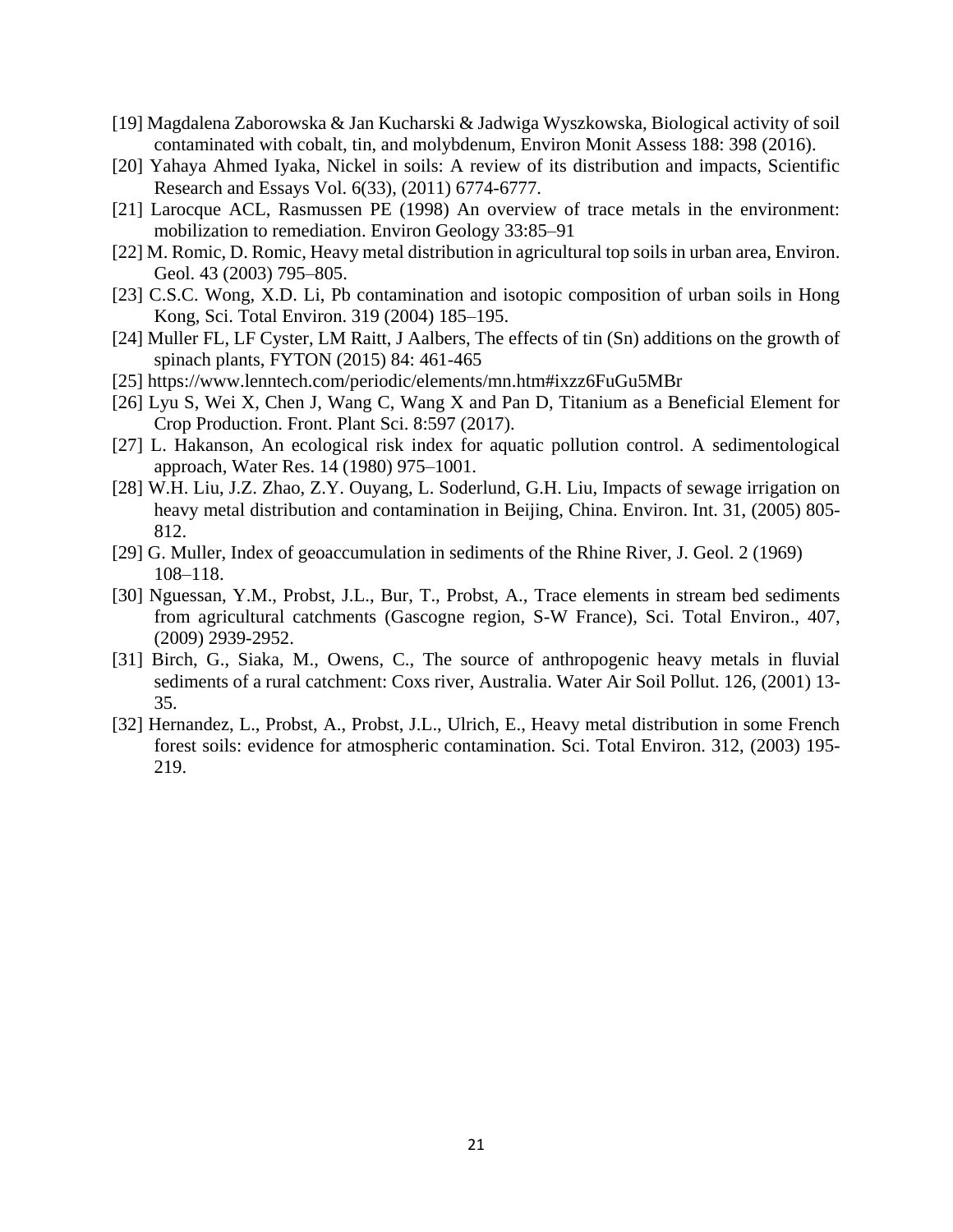[19] Magdalena Zaborowska & Jan Kucharski & Jadwiga Wyszkowska, Biological activity of soil contaminated with cobalt, tin, and molybdenum, Environ Monit Assess 188: 398 (2016).

[20] Yahaya Ahmed Iyaka, Nickel in soils: A review of its distribution and impacts, Scientific Research and Essays Vol. 6(33), (2011) 6774-6777.

[21] Larocque ACL, Rasmussen PE (1998) An overview of trace metals in the environment: mobilization to remediation. Environ Geology 33:85–91

[22] M. Romic, D. Romic, Heavy metal distribution in agricultural top soils in urban area, Environ. Geol. 43 (2003) 795–805.

[23] C.S.C. Wong, X.D. Li, Pb contamination and isotopic composition of urban soils in Hong Kong, Sci. Total Environ. 319 (2004) 185–195.

[24] Muller FL, LF Cyster, LM Raitt, J Aalbers, The effects of tin (Sn) additions on the growth of spinach plants, FYTON (2015) 84: 461-465

[25] https://www.lenntech.com/periodic/elements/mn.htm#ixzz6FuGu5MBr

[26] Lyu S, Wei X, Chen J, Wang C, Wang X and Pan D, Titanium as a Beneficial Element for Crop Production. Front. Plant Sci. 8:597 (2017).

[27] L. Hakanson, An ecological risk index for aquatic pollution control. A sedimentological approach, Water Res. 14 (1980) 975–1001.

[28] W.H. Liu, J.Z. Zhao, Z.Y. Ouyang, L. Soderlund, G.H. Liu, Impacts of sewage irrigation on heavy metal distribution and contamination in Beijing, China. Environ. Int. 31, (2005) 805-812.

[29] G. Muller, Index of geoaccumulation in sediments of the Rhine River, J. Geol. 2 (1969) 108–118.

[30] Nguessan, Y.M., Probst, J.L., Bur, T., Probst, A., Trace elements in stream bed sediments from agricultural catchments (Gascogne region, S-W France), Sci. Total Environ., 407, (2009) 2939-2952.

[31] Birch, G., Siaka, M., Owens, C., The source of anthropogenic heavy metals in fluvial sediments of a rural catchment: Coxs river, Australia. Water Air Soil Pollut. 126, (2001) 13-35.

[32] Hernandez, L., Probst, A., Probst, J.L., Ulrich, E., Heavy metal distribution in some French forest soils: evidence for atmospheric contamination. Sci. Total Environ. 312, (2003) 195-219.